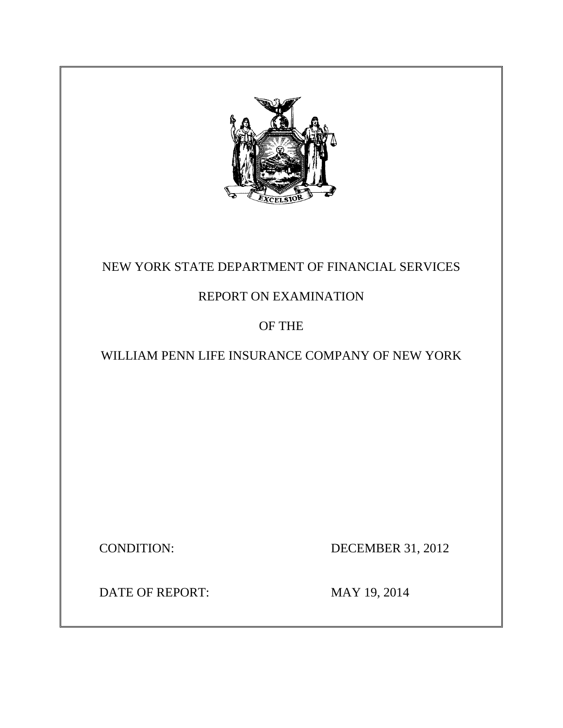NEW YORK STATE DEPARTMENT OF FINANCIAL SERVICES

REPORT ON EXAMINATION

OF THE

WILLIAM PENN LIFE INSURANCE COMPANY OF NEW YORK

CONDITION: DECEMBER 31, 2012

DATE OF REPORT: MAY 19, 2014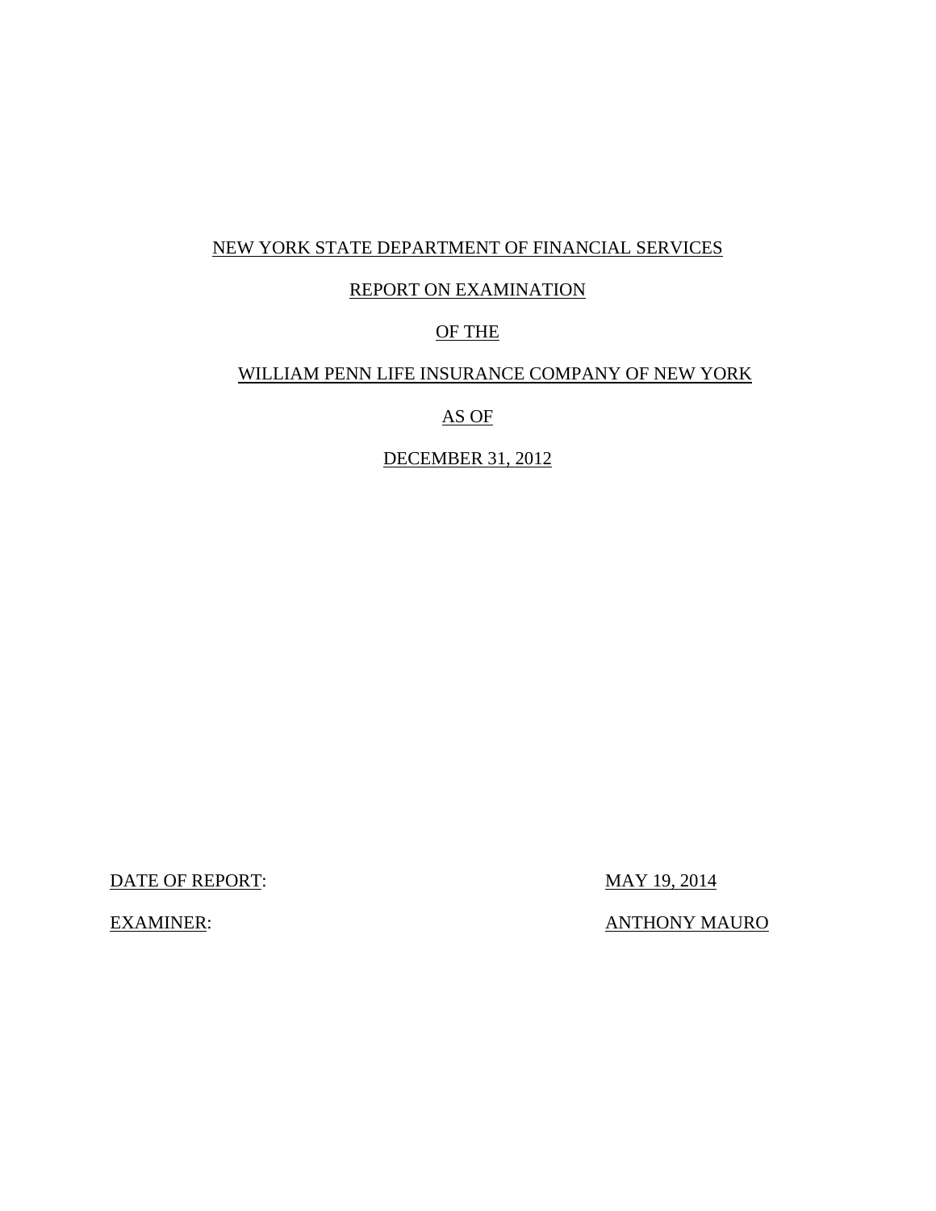NEW YORK STATE DEPARTMENT OF FINANCIAL SERVICES

REPORT ON EXAMINATION

OF THE

WILLIAM PENN LIFE INSURANCE COMPANY OF NEW YORK

AS OF

DECEMBER 31, 2012

DATE OF REPORT: MAY 19, 2014

EXAMINER: ANTHONY MAURO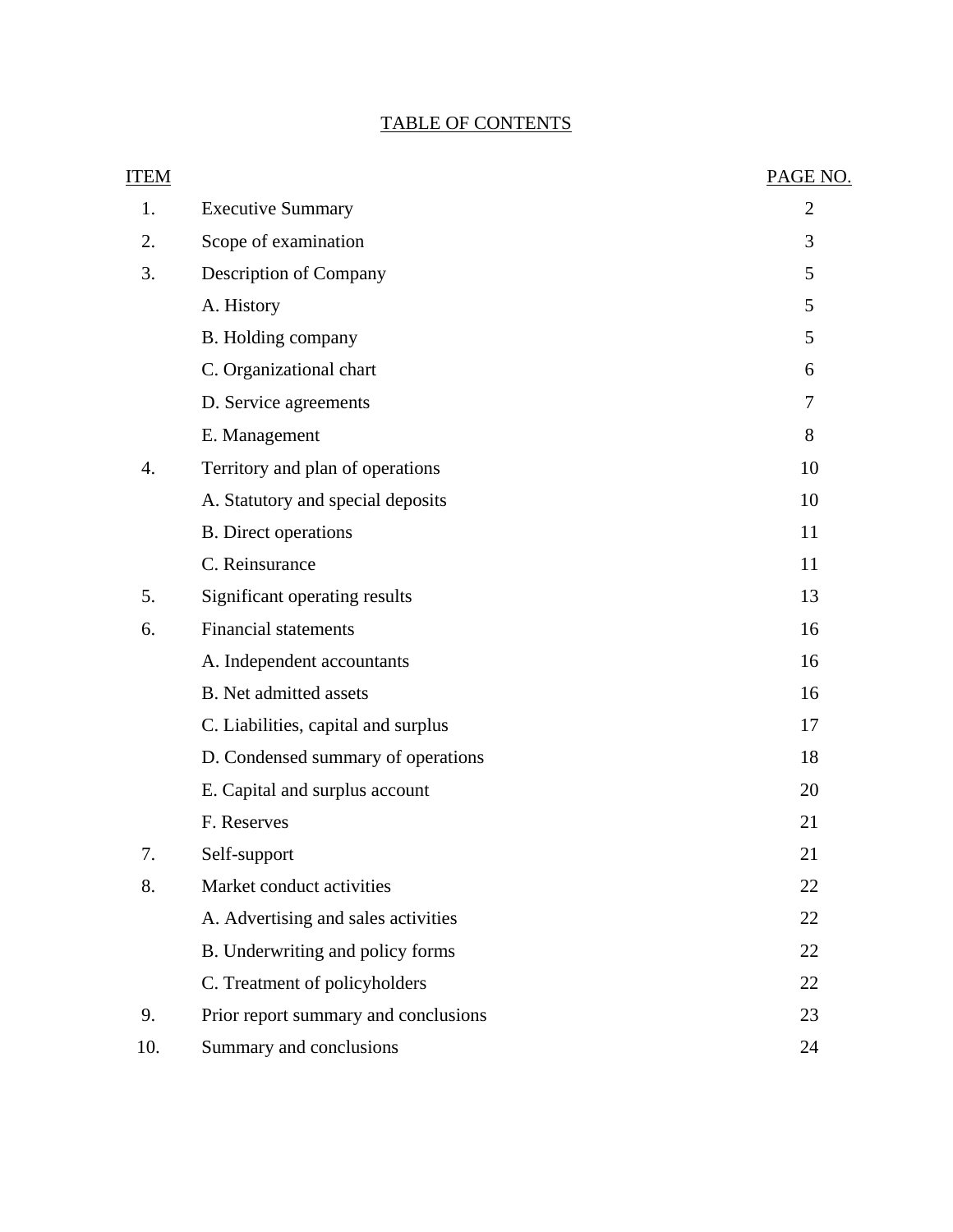# TABLE OF CONTENTS

| ITEM | | PAGE NO. |
|---|---|---|
| 1. | Executive Summary | 2 |
| 2. | Scope of examination | 3 |
| 3. | Description of Company | 5 |
| | A. History | 5 |
| | B. Holding company | 5 |
| | C. Organizational chart | 6 |
| | D. Service agreements | 7 |
| | E. Management | 8 |
| 4. | Territory and plan of operations | 10 |
| | A. Statutory and special deposits | 10 |
| | B. Direct operations | 11 |
| | C. Reinsurance | 11 |
| 5. | Significant operating results | 13 |
| 6. | Financial statements | 16 |
| | A. Independent accountants | 16 |
| | B. Net admitted assets | 16 |
| | C. Liabilities, capital and surplus | 17 |
| | D. Condensed summary of operations | 18 |
| | E. Capital and surplus account | 20 |
| | F. Reserves | 21 |
| 7. | Self-support | 21 |
| 8. | Market conduct activities | 22 |
| | A. Advertising and sales activities | 22 |
| | B. Underwriting and policy forms | 22 |
| | C. Treatment of policyholders | 22 |
| 9. | Prior report summary and conclusions | 23 |
| 10. | Summary and conclusions | 24 |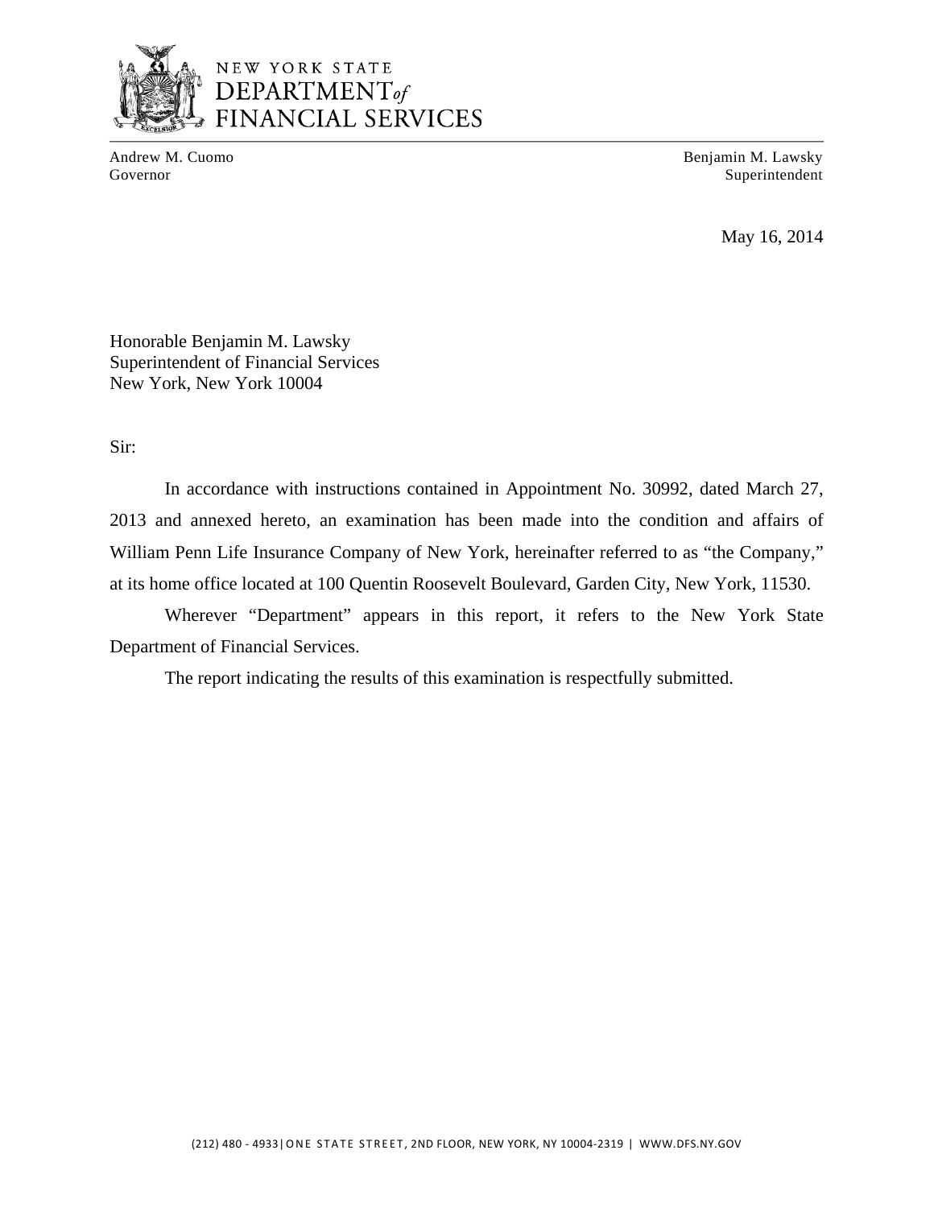NEW YORK STATE
DEPARTMENT *of*
FINANCIAL SERVICES

Andrew M. Cuomo
Governor

Benjamin M. Lawsky
Superintendent

May 16, 2014

Honorable Benjamin M. Lawsky
Superintendent of Financial Services
New York, New York 10004

Sir:

In accordance with instructions contained in Appointment No. 30992, dated March 27, 2013 and annexed hereto, an examination has been made into the condition and affairs of William Penn Life Insurance Company of New York, hereinafter referred to as "the Company," at its home office located at 100 Quentin Roosevelt Boulevard, Garden City, New York, 11530.

Wherever "Department" appears in this report, it refers to the New York State Department of Financial Services.

The report indicating the results of this examination is respectfully submitted.

(212) 480 - 4933 | ONE STATE STREET, 2ND FLOOR, NEW YORK, NY 10004-2319 | WWW.DFS.NY.GOV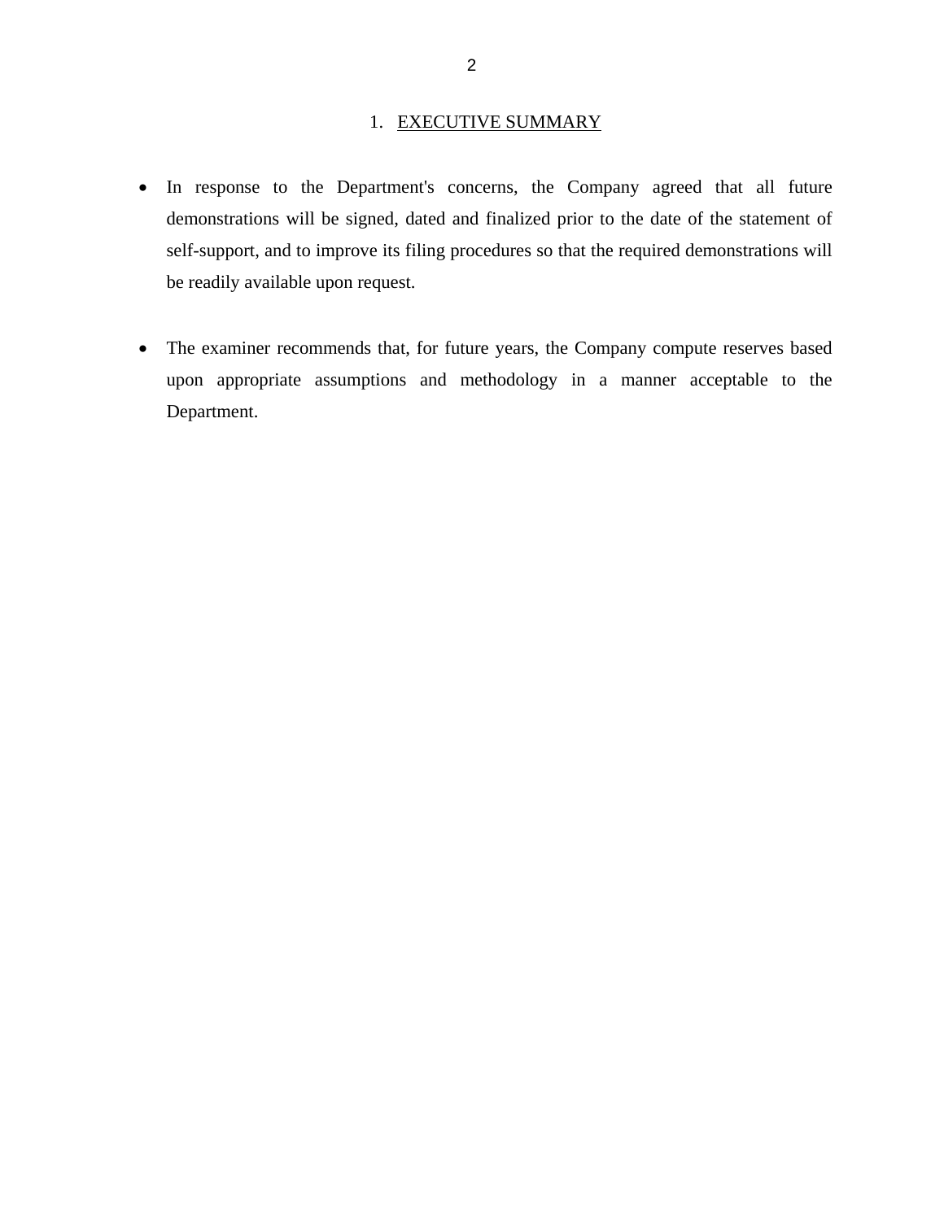# 1. EXECUTIVE SUMMARY

- In response to the Department's concerns, the Company agreed that all future demonstrations will be signed, dated and finalized prior to the date of the statement of self-support, and to improve its filing procedures so that the required demonstrations will be readily available upon request.

- The examiner recommends that, for future years, the Company compute reserves based upon appropriate assumptions and methodology in a manner acceptable to the Department.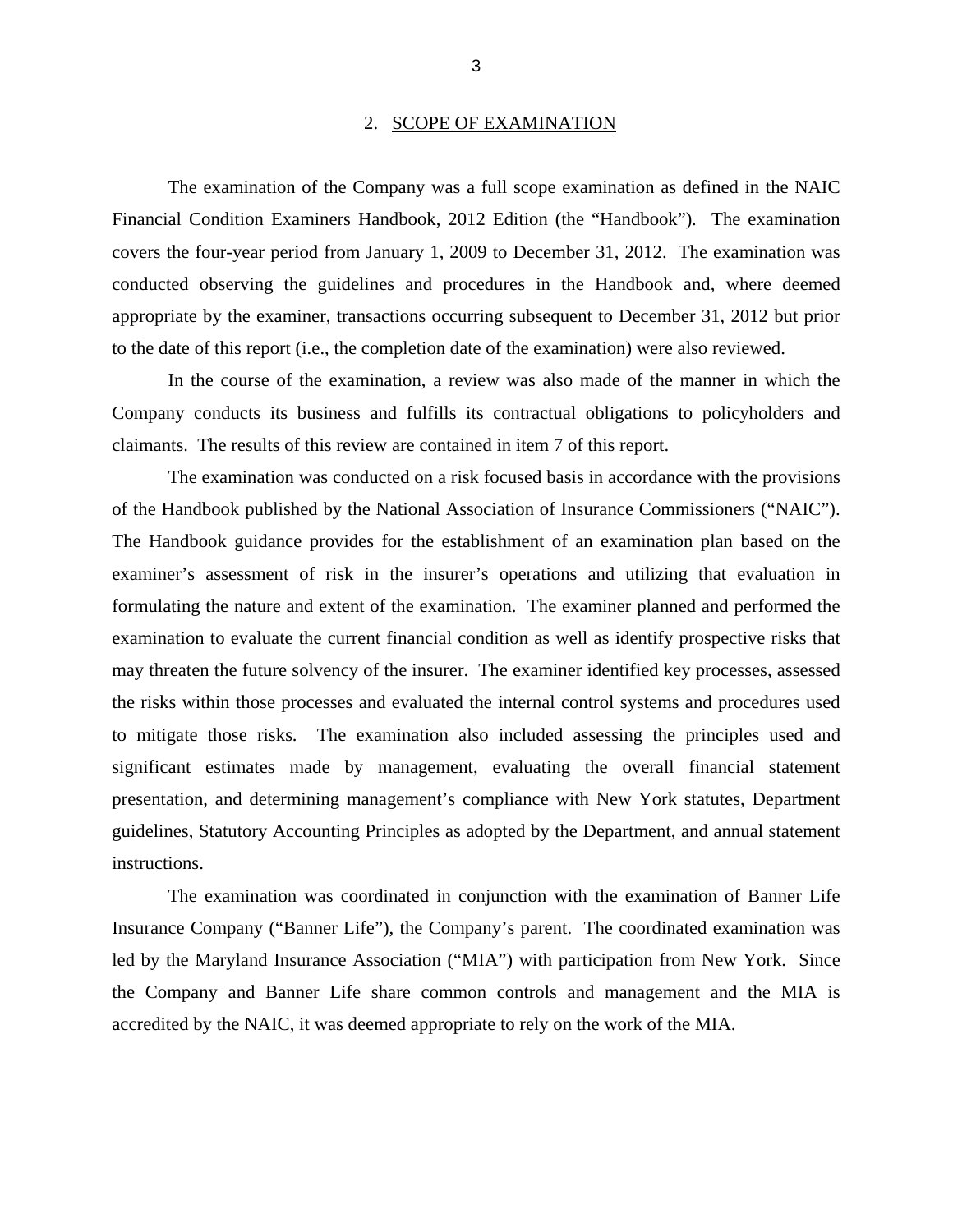## 2. SCOPE OF EXAMINATION

The examination of the Company was a full scope examination as defined in the NAIC Financial Condition Examiners Handbook, 2012 Edition (the "Handbook"). The examination covers the four-year period from January 1, 2009 to December 31, 2012. The examination was conducted observing the guidelines and procedures in the Handbook and, where deemed appropriate by the examiner, transactions occurring subsequent to December 31, 2012 but prior to the date of this report (i.e., the completion date of the examination) were also reviewed.

In the course of the examination, a review was also made of the manner in which the Company conducts its business and fulfills its contractual obligations to policyholders and claimants. The results of this review are contained in item 7 of this report.

The examination was conducted on a risk focused basis in accordance with the provisions of the Handbook published by the National Association of Insurance Commissioners ("NAIC"). The Handbook guidance provides for the establishment of an examination plan based on the examiner's assessment of risk in the insurer's operations and utilizing that evaluation in formulating the nature and extent of the examination. The examiner planned and performed the examination to evaluate the current financial condition as well as identify prospective risks that may threaten the future solvency of the insurer. The examiner identified key processes, assessed the risks within those processes and evaluated the internal control systems and procedures used to mitigate those risks. The examination also included assessing the principles used and significant estimates made by management, evaluating the overall financial statement presentation, and determining management's compliance with New York statutes, Department guidelines, Statutory Accounting Principles as adopted by the Department, and annual statement instructions.

The examination was coordinated in conjunction with the examination of Banner Life Insurance Company ("Banner Life"), the Company's parent. The coordinated examination was led by the Maryland Insurance Association ("MIA") with participation from New York. Since the Company and Banner Life share common controls and management and the MIA is accredited by the NAIC, it was deemed appropriate to rely on the work of the MIA.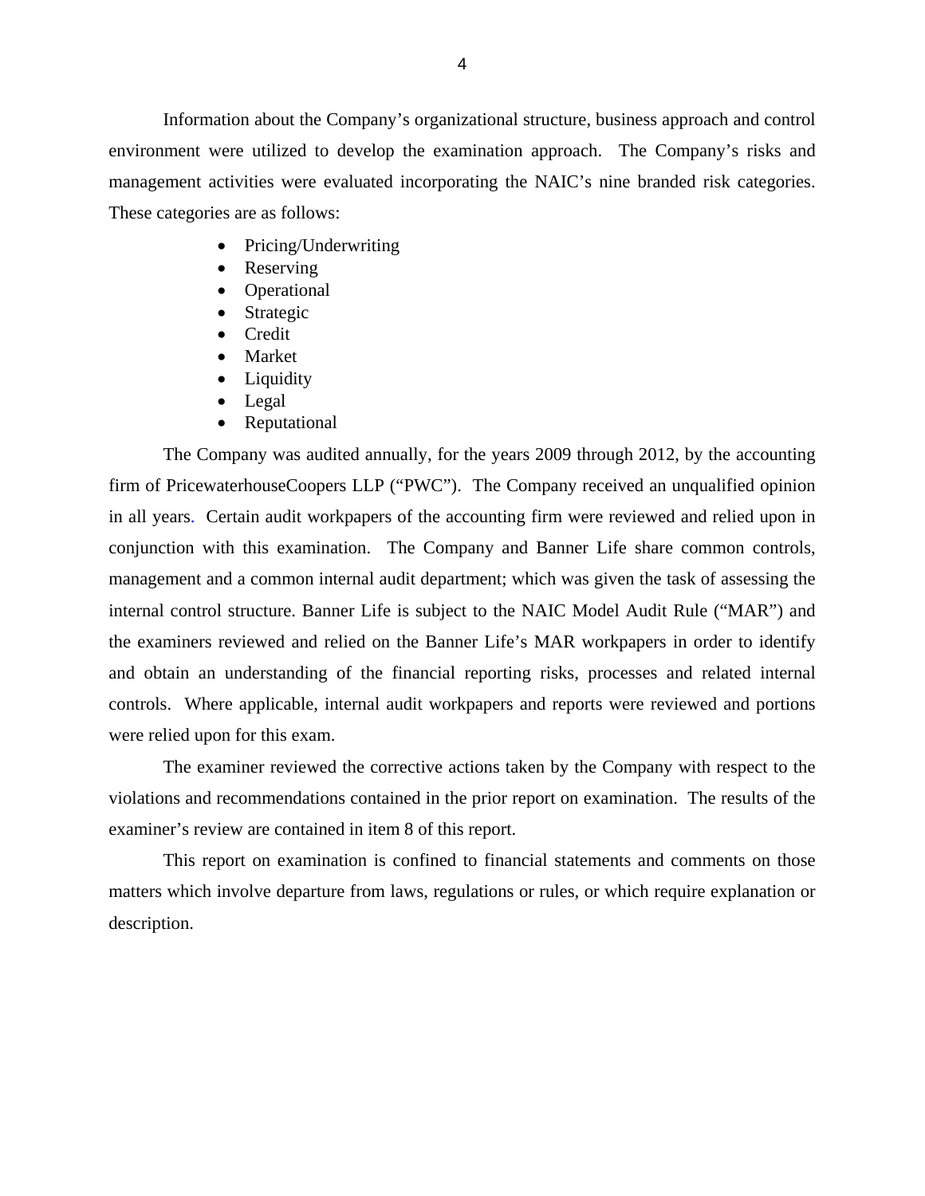Information about the Company's organizational structure, business approach and control environment were utilized to develop the examination approach. The Company's risks and management activities were evaluated incorporating the NAIC's nine branded risk categories. These categories are as follows:

- Pricing/Underwriting
- Reserving
- Operational
- Strategic
- Credit
- Market
- Liquidity
- Legal
- Reputational

The Company was audited annually, for the years 2009 through 2012, by the accounting firm of PricewaterhouseCoopers LLP ("PWC"). The Company received an unqualified opinion in all years. Certain audit workpapers of the accounting firm were reviewed and relied upon in conjunction with this examination. The Company and Banner Life share common controls, management and a common internal audit department; which was given the task of assessing the internal control structure. Banner Life is subject to the NAIC Model Audit Rule ("MAR") and the examiners reviewed and relied on the Banner Life's MAR workpapers in order to identify and obtain an understanding of the financial reporting risks, processes and related internal controls. Where applicable, internal audit workpapers and reports were reviewed and portions were relied upon for this exam.

The examiner reviewed the corrective actions taken by the Company with respect to the violations and recommendations contained in the prior report on examination. The results of the examiner's review are contained in item 8 of this report.

This report on examination is confined to financial statements and comments on those matters which involve departure from laws, regulations or rules, or which require explanation or description.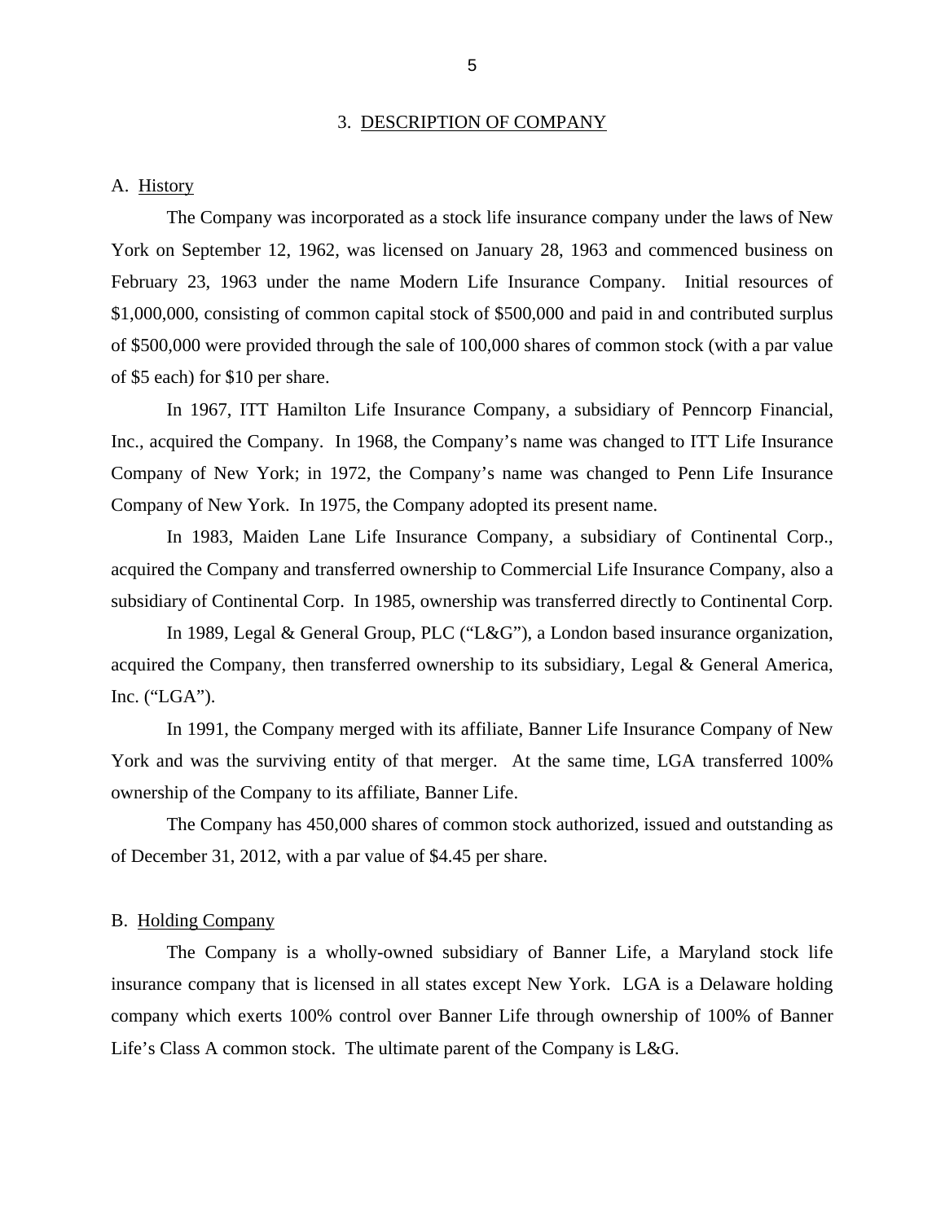## 3. DESCRIPTION OF COMPANY

### A. History

The Company was incorporated as a stock life insurance company under the laws of New York on September 12, 1962, was licensed on January 28, 1963 and commenced business on February 23, 1963 under the name Modern Life Insurance Company. Initial resources of $1,000,000, consisting of common capital stock of $500,000 and paid in and contributed surplus of $500,000 were provided through the sale of 100,000 shares of common stock (with a par value of $5 each) for $10 per share.

In 1967, ITT Hamilton Life Insurance Company, a subsidiary of Penncorp Financial, Inc., acquired the Company. In 1968, the Company's name was changed to ITT Life Insurance Company of New York; in 1972, the Company's name was changed to Penn Life Insurance Company of New York. In 1975, the Company adopted its present name.

In 1983, Maiden Lane Life Insurance Company, a subsidiary of Continental Corp., acquired the Company and transferred ownership to Commercial Life Insurance Company, also a subsidiary of Continental Corp. In 1985, ownership was transferred directly to Continental Corp.

In 1989, Legal & General Group, PLC ("L&G"), a London based insurance organization, acquired the Company, then transferred ownership to its subsidiary, Legal & General America, Inc. ("LGA").

In 1991, the Company merged with its affiliate, Banner Life Insurance Company of New York and was the surviving entity of that merger. At the same time, LGA transferred 100% ownership of the Company to its affiliate, Banner Life.

The Company has 450,000 shares of common stock authorized, issued and outstanding as of December 31, 2012, with a par value of $4.45 per share.

### B. Holding Company

The Company is a wholly-owned subsidiary of Banner Life, a Maryland stock life insurance company that is licensed in all states except New York. LGA is a Delaware holding company which exerts 100% control over Banner Life through ownership of 100% of Banner Life's Class A common stock. The ultimate parent of the Company is L&G.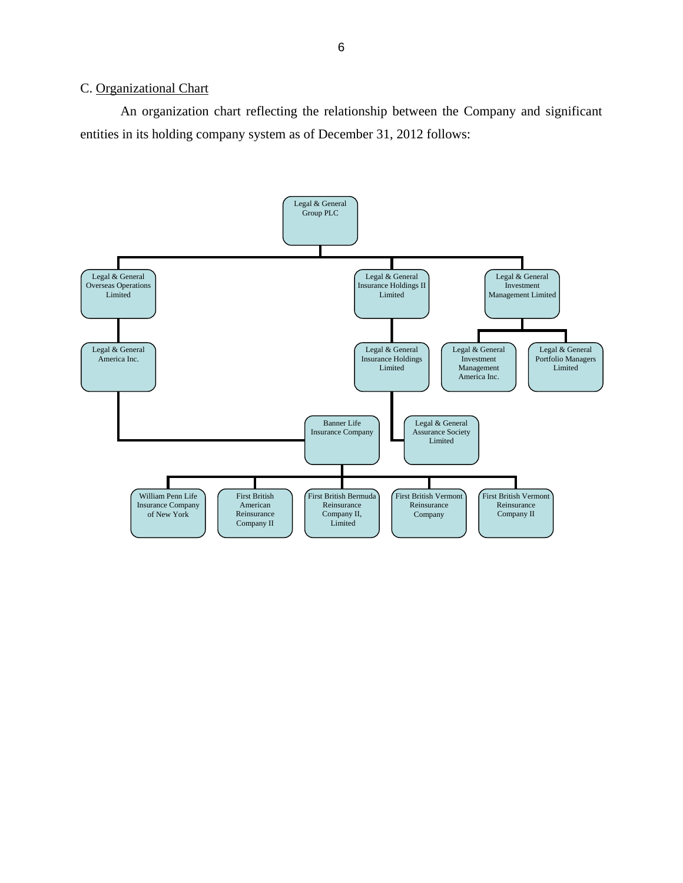C. Organizational Chart

An organization chart reflecting the relationship between the Company and significant entities in its holding company system as of December 31, 2012 follows:

Legal & General Group PLC

Legal & General Overseas Operations Limited

Legal & General Insurance Holdings II Limited

Legal & General Investment Management Limited

Legal & General America Inc.

Legal & General Insurance Holdings Limited

Legal & General Investment Management America Inc.

Legal & General Portfolio Managers Limited

Banner Life Insurance Company

Legal & General Assurance Society Limited

William Penn Life Insurance Company of New York

First British American Reinsurance Company II

First British Bermuda Reinsurance Company II, Limited

First British Vermont Reinsurance Company

First British Vermont Reinsurance Company II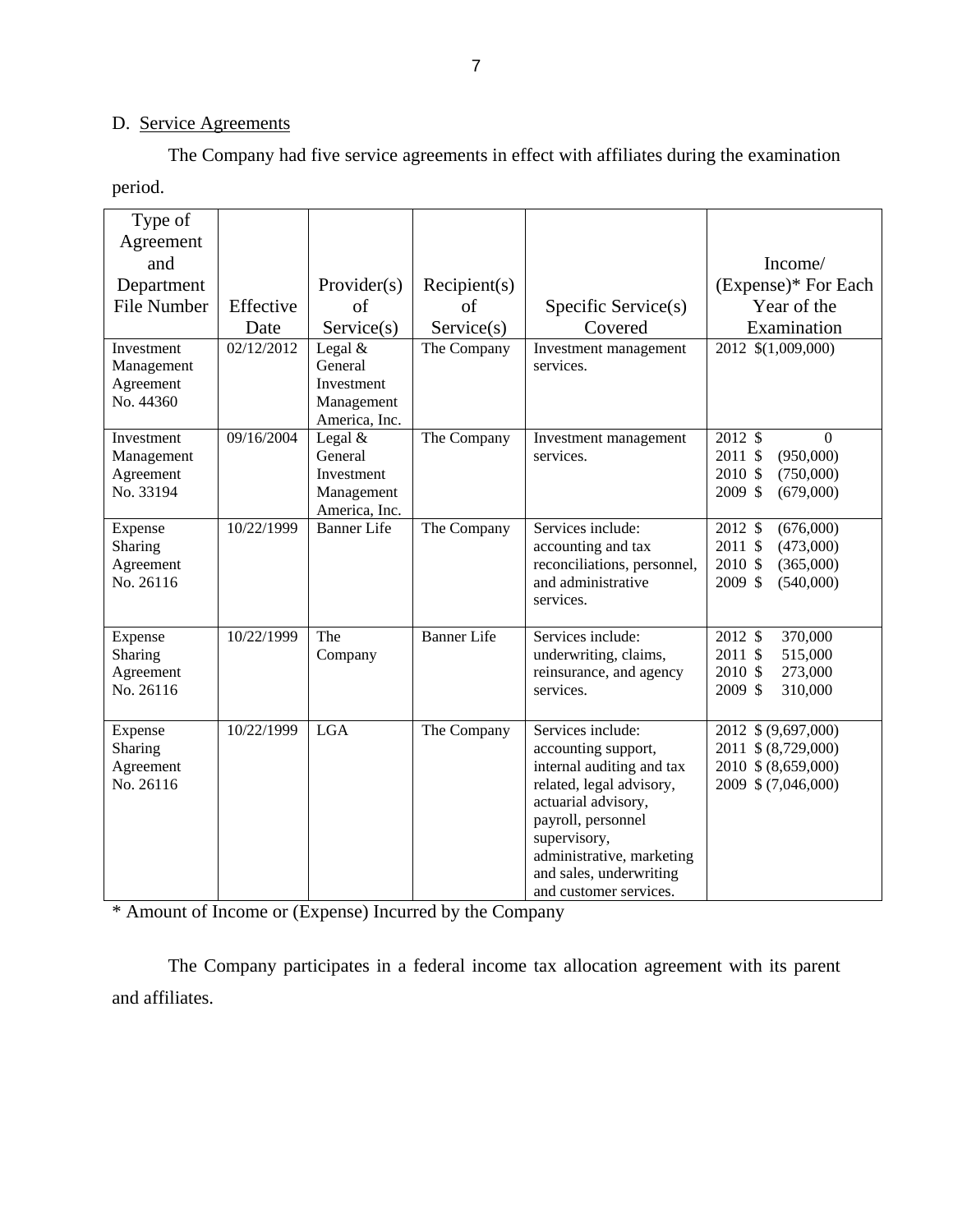D. Service Agreements

The Company had five service agreements in effect with affiliates during the examination period.

| Type of Agreement and Department File Number | Effective Date | Provider(s) of Service(s) | Recipient(s) of Service(s) | Specific Service(s) Covered | Income/ (Expense)* For Each Year of the Examination |
|---|---|---|---|---|---|
| Investment Management Agreement No. 44360 | 02/12/2012 | Legal & General Investment Management America, Inc. | The Company | Investment management services. | 2012 $(1,009,000) |
| Investment Management Agreement No. 33194 | 09/16/2004 | Legal & General Investment Management America, Inc. | The Company | Investment management services. | 2012 $ 0<br>2011 $ (950,000)<br>2010 $ (750,000)<br>2009 $ (679,000) |
| Expense Sharing Agreement No. 26116 | 10/22/1999 | Banner Life | The Company | Services include: accounting and tax reconciliations, personnel, and administrative services. | 2012 $ (676,000)<br>2011 $ (473,000)<br>2010 $ (365,000)<br>2009 $ (540,000) |
| Expense Sharing Agreement No. 26116 | 10/22/1999 | The Company | Banner Life | Services include: underwriting, claims, reinsurance, and agency services. | 2012 $ 370,000<br>2011 $ 515,000<br>2010 $ 273,000<br>2009 $ 310,000 |
| Expense Sharing Agreement No. 26116 | 10/22/1999 | LGA | The Company | Services include: accounting support, internal auditing and tax related, legal advisory, actuarial advisory, payroll, personnel supervisory, administrative, marketing and sales, underwriting and customer services. | 2012 $ (9,697,000)<br>2011 $ (8,729,000)<br>2010 $ (8,659,000)<br>2009 $ (7,046,000) |

* Amount of Income or (Expense) Incurred by the Company

The Company participates in a federal income tax allocation agreement with its parent and affiliates.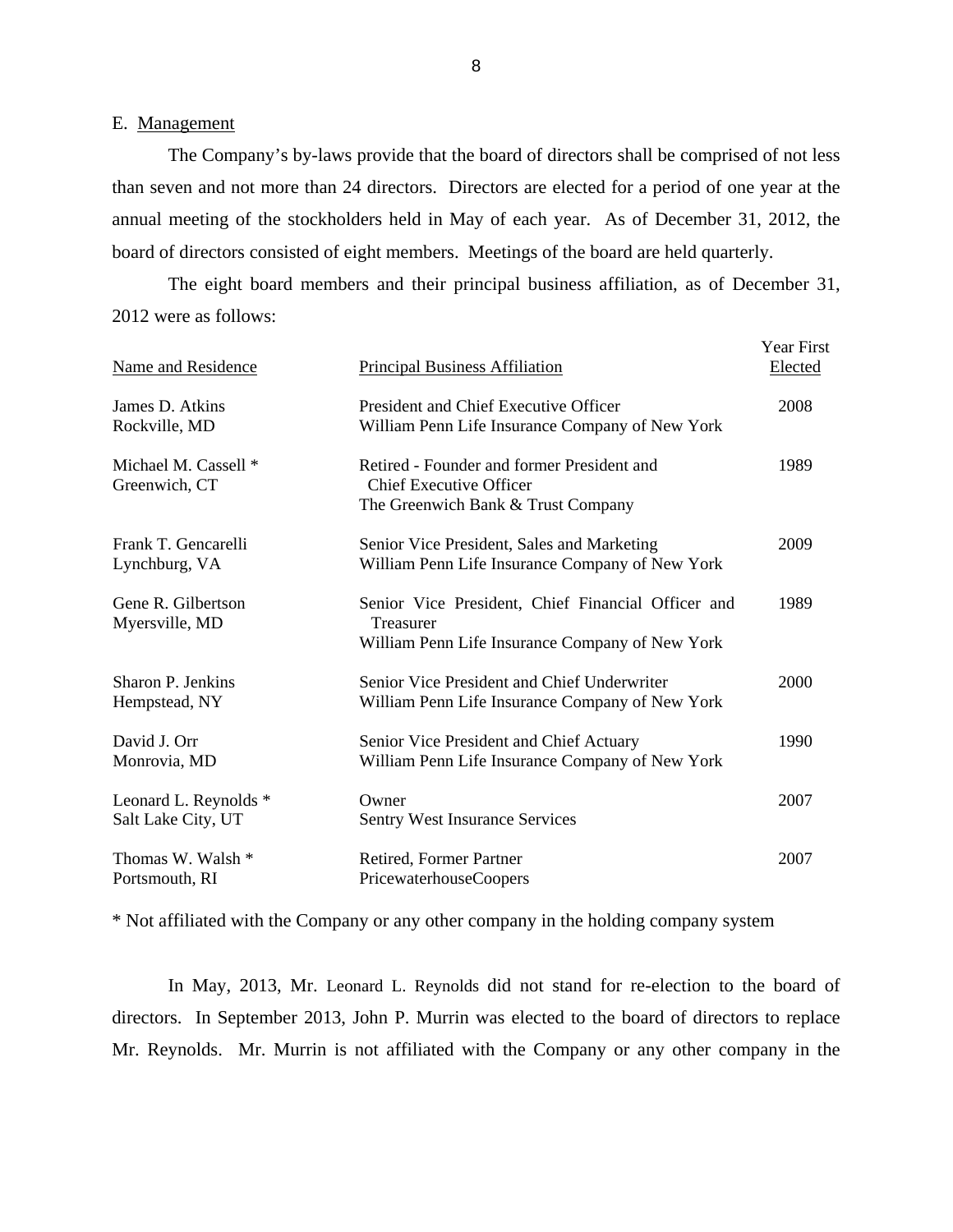E. Management

The Company's by-laws provide that the board of directors shall be comprised of not less than seven and not more than 24 directors. Directors are elected for a period of one year at the annual meeting of the stockholders held in May of each year. As of December 31, 2012, the board of directors consisted of eight members. Meetings of the board are held quarterly.

The eight board members and their principal business affiliation, as of December 31, 2012 were as follows:

| Name and Residence | Principal Business Affiliation | Year First Elected |
|---|---|---|
| James D. Atkins<br>Rockville, MD | President and Chief Executive Officer<br>William Penn Life Insurance Company of New York | 2008 |
| Michael M. Cassell *<br>Greenwich, CT | Retired - Founder and former President and Chief Executive Officer<br>The Greenwich Bank & Trust Company | 1989 |
| Frank T. Gencarelli<br>Lynchburg, VA | Senior Vice President, Sales and Marketing<br>William Penn Life Insurance Company of New York | 2009 |
| Gene R. Gilbertson<br>Myersville, MD | Senior Vice President, Chief Financial Officer and Treasurer<br>William Penn Life Insurance Company of New York | 1989 |
| Sharon P. Jenkins<br>Hempstead, NY | Senior Vice President and Chief Underwriter<br>William Penn Life Insurance Company of New York | 2000 |
| David J. Orr<br>Monrovia, MD | Senior Vice President and Chief Actuary<br>William Penn Life Insurance Company of New York | 1990 |
| Leonard L. Reynolds *<br>Salt Lake City, UT | Owner<br>Sentry West Insurance Services | 2007 |
| Thomas W. Walsh *<br>Portsmouth, RI | Retired, Former Partner<br>PricewaterhouseCoopers | 2007 |

* Not affiliated with the Company or any other company in the holding company system

In May, 2013, Mr. Leonard L. Reynolds did not stand for re-election to the board of directors. In September 2013, John P. Murrin was elected to the board of directors to replace Mr. Reynolds. Mr. Murrin is not affiliated with the Company or any other company in the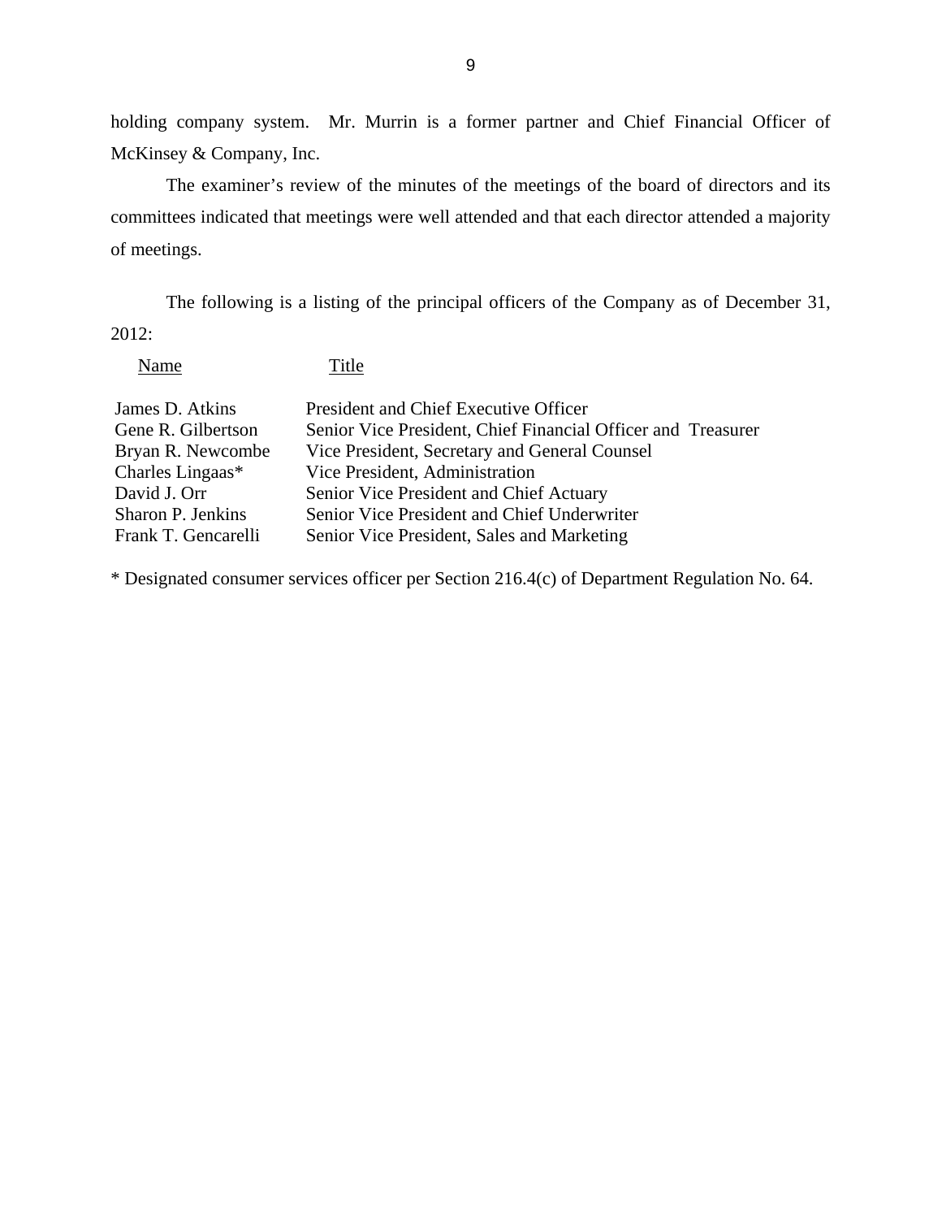holding company system. Mr. Murrin is a former partner and Chief Financial Officer of McKinsey & Company, Inc.

The examiner's review of the minutes of the meetings of the board of directors and its committees indicated that meetings were well attended and that each director attended a majority of meetings.

The following is a listing of the principal officers of the Company as of December 31, 2012:

| Name | Title |
|---|---|
| James D. Atkins | President and Chief Executive Officer |
| Gene R. Gilbertson | Senior Vice President, Chief Financial Officer and Treasurer |
| Bryan R. Newcombe | Vice President, Secretary and General Counsel |
| Charles Lingaas* | Vice President, Administration |
| David J. Orr | Senior Vice President and Chief Actuary |
| Sharon P. Jenkins | Senior Vice President and Chief Underwriter |
| Frank T. Gencarelli | Senior Vice President, Sales and Marketing |

* Designated consumer services officer per Section 216.4(c) of Department Regulation No. 64.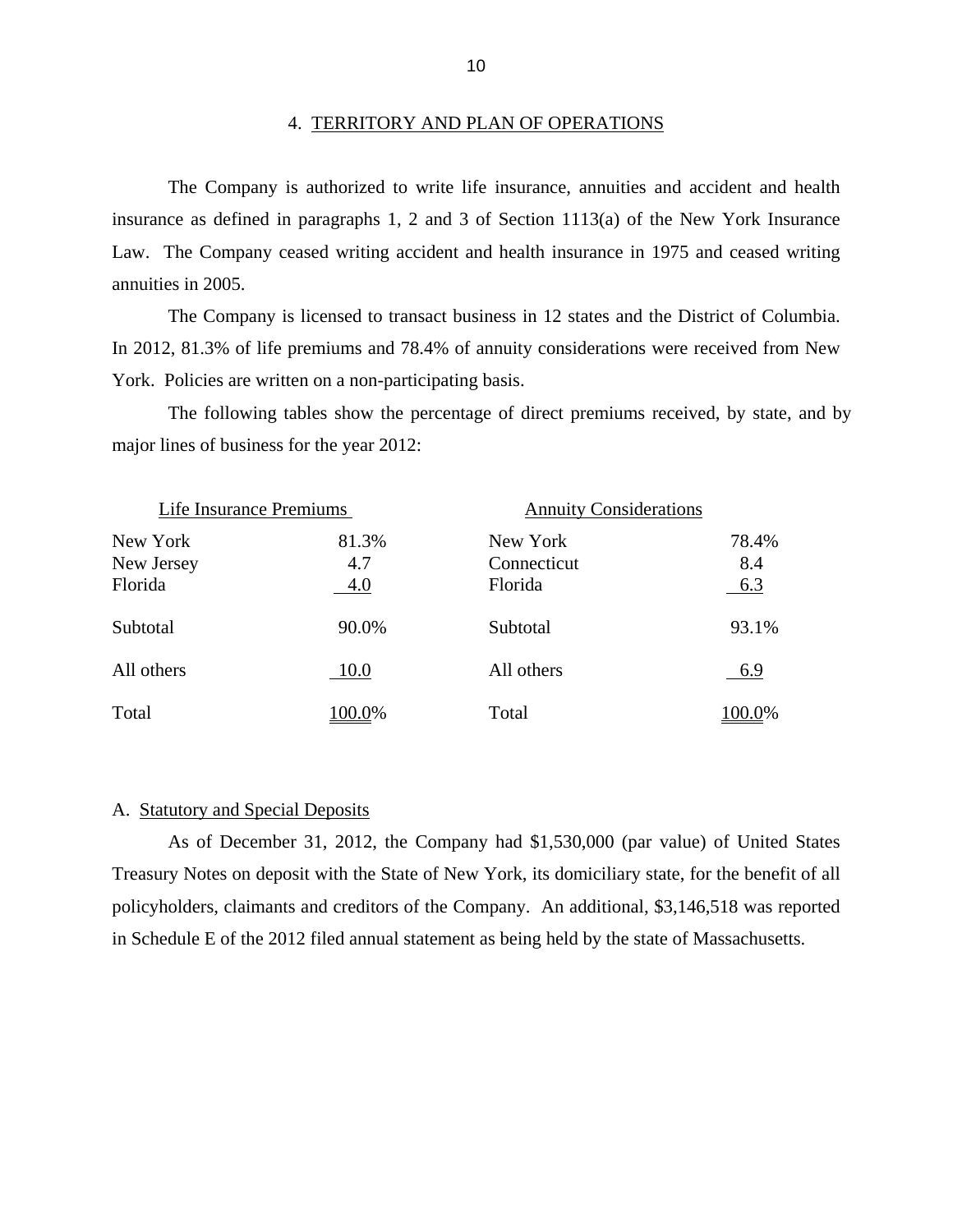## 4. TERRITORY AND PLAN OF OPERATIONS

The Company is authorized to write life insurance, annuities and accident and health insurance as defined in paragraphs 1, 2 and 3 of Section 1113(a) of the New York Insurance Law. The Company ceased writing accident and health insurance in 1975 and ceased writing annuities in 2005.

The Company is licensed to transact business in 12 states and the District of Columbia. In 2012, 81.3% of life premiums and 78.4% of annuity considerations were received from New York. Policies are written on a non-participating basis.

The following tables show the percentage of direct premiums received, by state, and by major lines of business for the year 2012:

| Life Insurance Premiums | | Annuity Considerations | |
|---|---|---|---|
| New York | 81.3% | New York | 78.4% |
| New Jersey | 4.7 | Connecticut | 8.4 |
| Florida | 4.0 | Florida | 6.3 |
| Subtotal | 90.0% | Subtotal | 93.1% |
| All others | 10.0 | All others | 6.9 |
| Total | 100.0% | Total | 100.0% |

### A. Statutory and Special Deposits

As of December 31, 2012, the Company had $1,530,000 (par value) of United States Treasury Notes on deposit with the State of New York, its domiciliary state, for the benefit of all policyholders, claimants and creditors of the Company. An additional, $3,146,518 was reported in Schedule E of the 2012 filed annual statement as being held by the state of Massachusetts.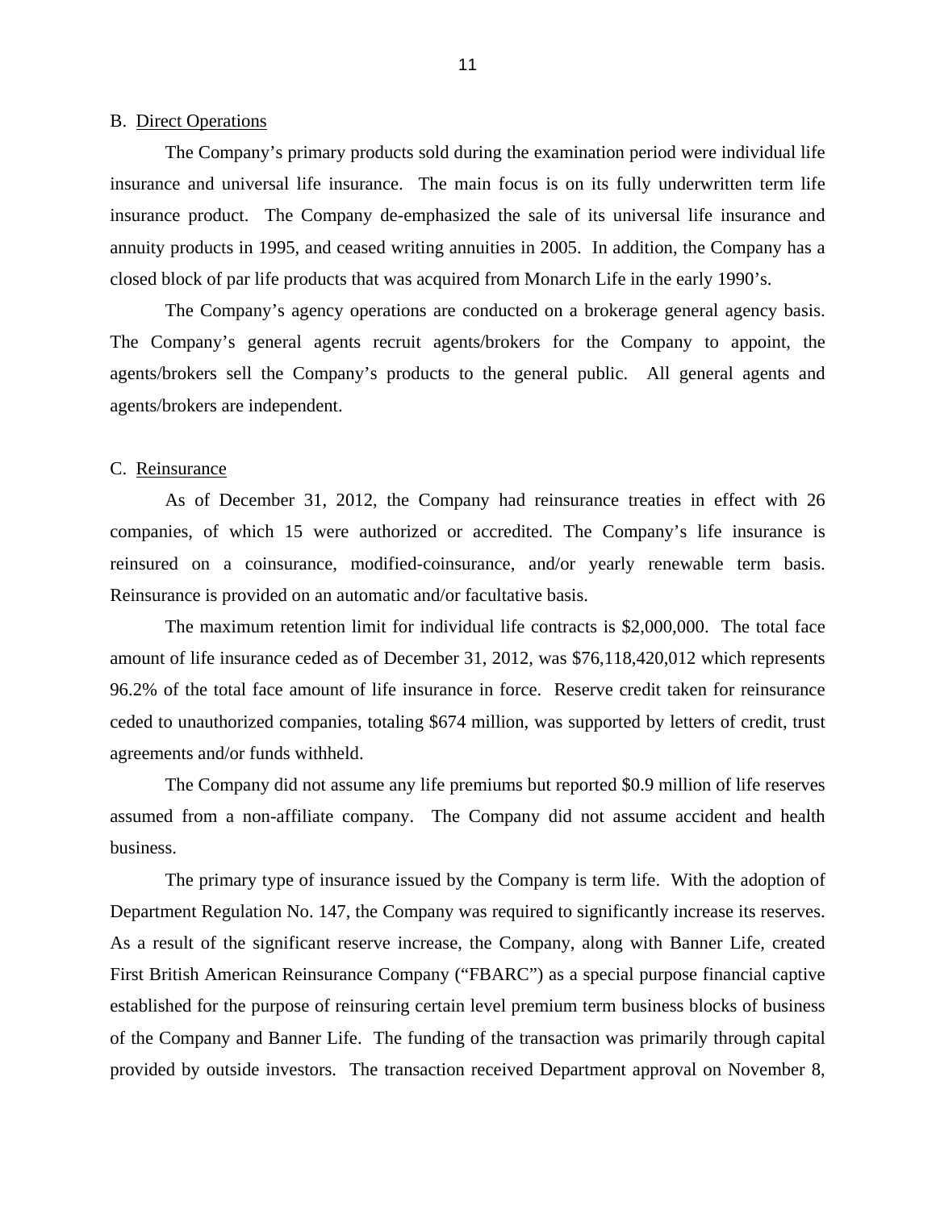## B. Direct Operations

The Company's primary products sold during the examination period were individual life insurance and universal life insurance. The main focus is on its fully underwritten term life insurance product. The Company de-emphasized the sale of its universal life insurance and annuity products in 1995, and ceased writing annuities in 2005. In addition, the Company has a closed block of par life products that was acquired from Monarch Life in the early 1990's.

The Company's agency operations are conducted on a brokerage general agency basis. The Company's general agents recruit agents/brokers for the Company to appoint, the agents/brokers sell the Company's products to the general public. All general agents and agents/brokers are independent.

## C. Reinsurance

As of December 31, 2012, the Company had reinsurance treaties in effect with 26 companies, of which 15 were authorized or accredited. The Company's life insurance is reinsured on a coinsurance, modified-coinsurance, and/or yearly renewable term basis. Reinsurance is provided on an automatic and/or facultative basis.

The maximum retention limit for individual life contracts is $2,000,000. The total face amount of life insurance ceded as of December 31, 2012, was $76,118,420,012 which represents 96.2% of the total face amount of life insurance in force. Reserve credit taken for reinsurance ceded to unauthorized companies, totaling $674 million, was supported by letters of credit, trust agreements and/or funds withheld.

The Company did not assume any life premiums but reported $0.9 million of life reserves assumed from a non-affiliate company. The Company did not assume accident and health business.

The primary type of insurance issued by the Company is term life. With the adoption of Department Regulation No. 147, the Company was required to significantly increase its reserves. As a result of the significant reserve increase, the Company, along with Banner Life, created First British American Reinsurance Company ("FBARC") as a special purpose financial captive established for the purpose of reinsuring certain level premium term business blocks of business of the Company and Banner Life. The funding of the transaction was primarily through capital provided by outside investors. The transaction received Department approval on November 8,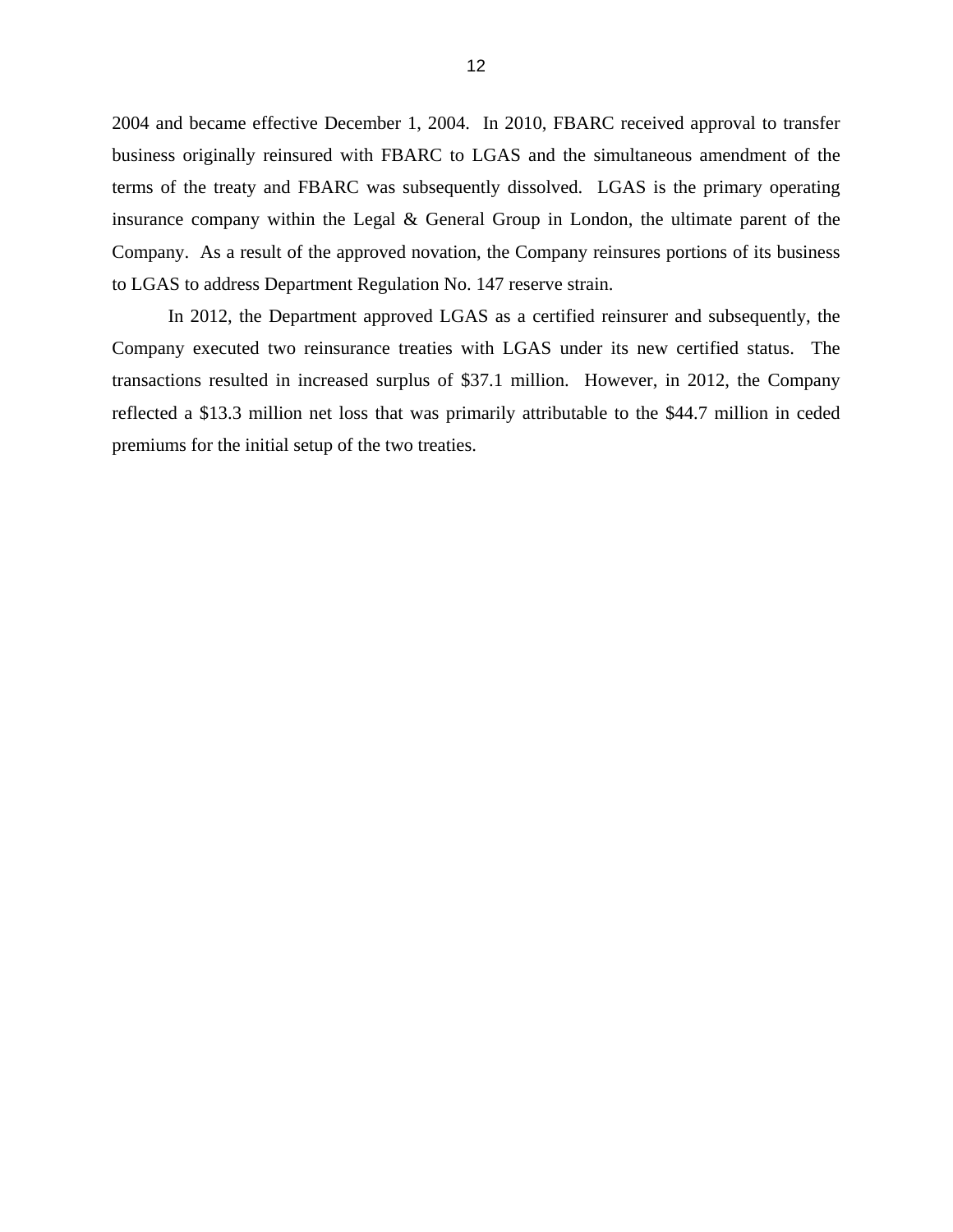2004 and became effective December 1, 2004. In 2010, FBARC received approval to transfer business originally reinsured with FBARC to LGAS and the simultaneous amendment of the terms of the treaty and FBARC was subsequently dissolved. LGAS is the primary operating insurance company within the Legal & General Group in London, the ultimate parent of the Company. As a result of the approved novation, the Company reinsures portions of its business to LGAS to address Department Regulation No. 147 reserve strain.

In 2012, the Department approved LGAS as a certified reinsurer and subsequently, the Company executed two reinsurance treaties with LGAS under its new certified status. The transactions resulted in increased surplus of $37.1 million. However, in 2012, the Company reflected a $13.3 million net loss that was primarily attributable to the $44.7 million in ceded premiums for the initial setup of the two treaties.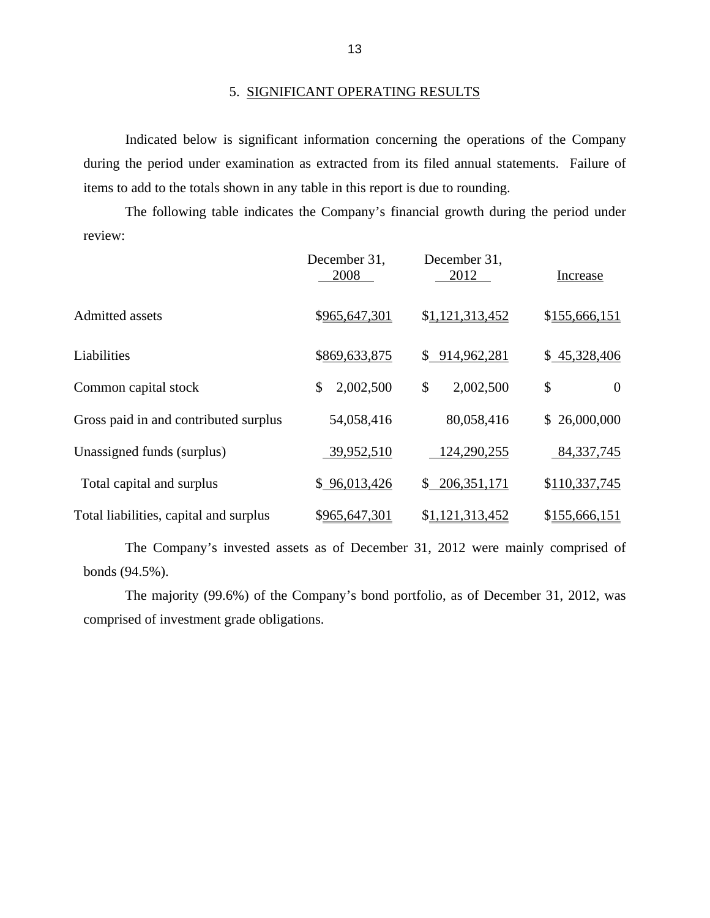## 5. SIGNIFICANT OPERATING RESULTS

Indicated below is significant information concerning the operations of the Company during the period under examination as extracted from its filed annual statements. Failure of items to add to the totals shown in any table in this report is due to rounding.

The following table indicates the Company's financial growth during the period under review:

| | December 31, 2008 | December 31, 2012 | Increase |
|---|---|---|---|
| Admitted assets | $965,647,301 | $1,121,313,452 | $155,666,151 |
| Liabilities | $869,633,875 | $ 914,962,281 | $ 45,328,406 |
| Common capital stock | $ 2,002,500 | $ 2,002,500 | $ 0 |
| Gross paid in and contributed surplus | 54,058,416 | 80,058,416 | $ 26,000,000 |
| Unassigned funds (surplus) | 39,952,510 | 124,290,255 | 84,337,745 |
| Total capital and surplus | $ 96,013,426 | $ 206,351,171 | $110,337,745 |
| Total liabilities, capital and surplus | $965,647,301 | $1,121,313,452 | $155,666,151 |

The Company's invested assets as of December 31, 2012 were mainly comprised of bonds (94.5%).

The majority (99.6%) of the Company's bond portfolio, as of December 31, 2012, was comprised of investment grade obligations.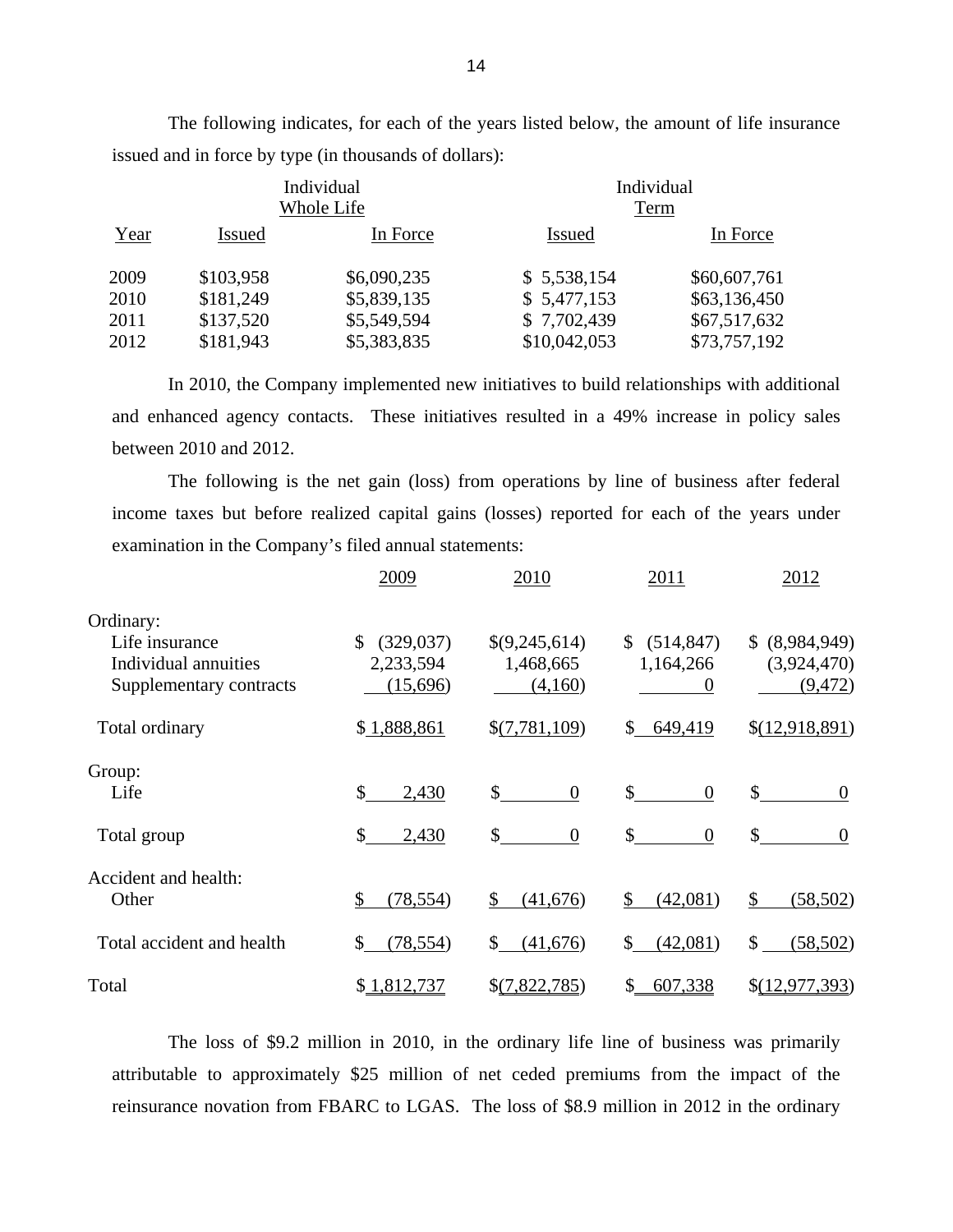The following indicates, for each of the years listed below, the amount of life insurance issued and in force by type (in thousands of dollars):

| | Individual Whole Life | | Individual Term | |
|---|---|---|---|---|
| Year | Issued | In Force | Issued | In Force |
| 2009 | $103,958 | $6,090,235 | $ 5,538,154 | $60,607,761 |
| 2010 | $181,249 | $5,839,135 | $ 5,477,153 | $63,136,450 |
| 2011 | $137,520 | $5,549,594 | $ 7,702,439 | $67,517,632 |
| 2012 | $181,943 | $5,383,835 | $10,042,053 | $73,757,192 |

In 2010, the Company implemented new initiatives to build relationships with additional and enhanced agency contacts. These initiatives resulted in a 49% increase in policy sales between 2010 and 2012.

The following is the net gain (loss) from operations by line of business after federal income taxes but before realized capital gains (losses) reported for each of the years under examination in the Company's filed annual statements:

| | 2009 | 2010 | 2011 | 2012 |
|---|---|---|---|---|
| Ordinary: | | | | |
| Life insurance | $ (329,037) | $(9,245,614) | $ (514,847) | $ (8,984,949) |
| Individual annuities | 2,233,594 | 1,468,665 | 1,164,266 | (3,924,470) |
| Supplementary contracts | (15,696) | (4,160) | 0 | (9,472) |
| Total ordinary | $ 1,888,861 | $(7,781,109) | $ 649,419 | $(12,918,891) |
| Group: | | | | |
| Life | $ 2,430 | $ 0 | $ 0 | $ 0 |
| Total group | $ 2,430 | $ 0 | $ 0 | $ 0 |
| Accident and health: | | | | |
| Other | $ (78,554) | $ (41,676) | $ (42,081) | $ (58,502) |
| Total accident and health | $ (78,554) | $ (41,676) | $ (42,081) | $ (58,502) |
| Total | $ 1,812,737 | $(7,822,785) | $ 607,338 | $(12,977,393) |

The loss of $9.2 million in 2010, in the ordinary life line of business was primarily attributable to approximately $25 million of net ceded premiums from the impact of the reinsurance novation from FBARC to LGAS. The loss of $8.9 million in 2012 in the ordinary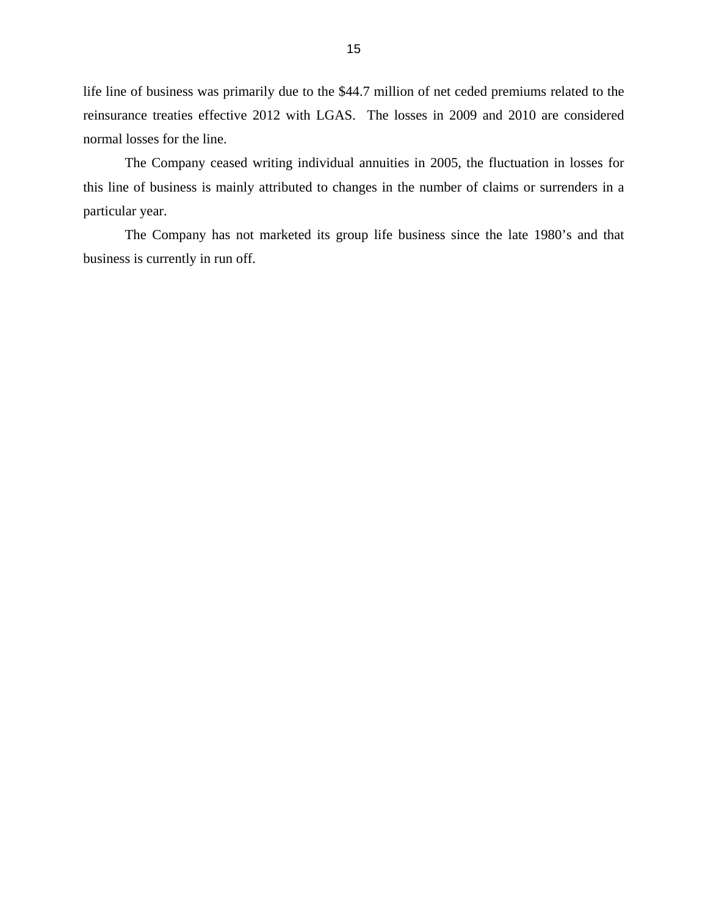life line of business was primarily due to the $44.7 million of net ceded premiums related to the reinsurance treaties effective 2012 with LGAS. The losses in 2009 and 2010 are considered normal losses for the line.

The Company ceased writing individual annuities in 2005, the fluctuation in losses for this line of business is mainly attributed to changes in the number of claims or surrenders in a particular year.

The Company has not marketed its group life business since the late 1980's and that business is currently in run off.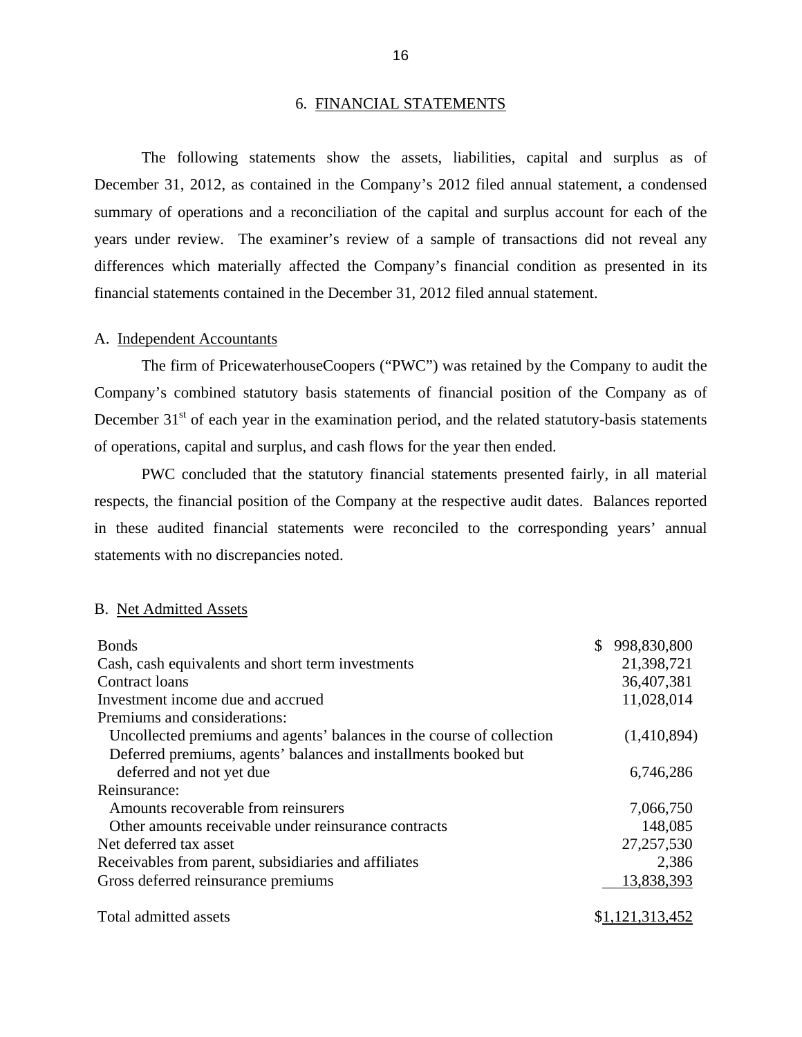## 6. FINANCIAL STATEMENTS

The following statements show the assets, liabilities, capital and surplus as of December 31, 2012, as contained in the Company's 2012 filed annual statement, a condensed summary of operations and a reconciliation of the capital and surplus account for each of the years under review. The examiner's review of a sample of transactions did not reveal any differences which materially affected the Company's financial condition as presented in its financial statements contained in the December 31, 2012 filed annual statement.

### A. Independent Accountants

The firm of PricewaterhouseCoopers ("PWC") was retained by the Company to audit the Company's combined statutory basis statements of financial position of the Company as of December 31st of each year in the examination period, and the related statutory-basis statements of operations, capital and surplus, and cash flows for the year then ended.

PWC concluded that the statutory financial statements presented fairly, in all material respects, the financial position of the Company at the respective audit dates. Balances reported in these audited financial statements were reconciled to the corresponding years' annual statements with no discrepancies noted.

### B. Net Admitted Assets

| | |
|---|---|
| Bonds | $ 998,830,800 |
| Cash, cash equivalents and short term investments | 21,398,721 |
| Contract loans | 36,407,381 |
| Investment income due and accrued | 11,028,014 |
| Premiums and considerations: | |
| Uncollected premiums and agents' balances in the course of collection | (1,410,894) |
| Deferred premiums, agents' balances and installments booked but deferred and not yet due | 6,746,286 |
| Reinsurance: | |
| Amounts recoverable from reinsurers | 7,066,750 |
| Other amounts receivable under reinsurance contracts | 148,085 |
| Net deferred tax asset | 27,257,530 |
| Receivables from parent, subsidiaries and affiliates | 2,386 |
| Gross deferred reinsurance premiums | 13,838,393 |
| Total admitted assets | $1,121,313,452 |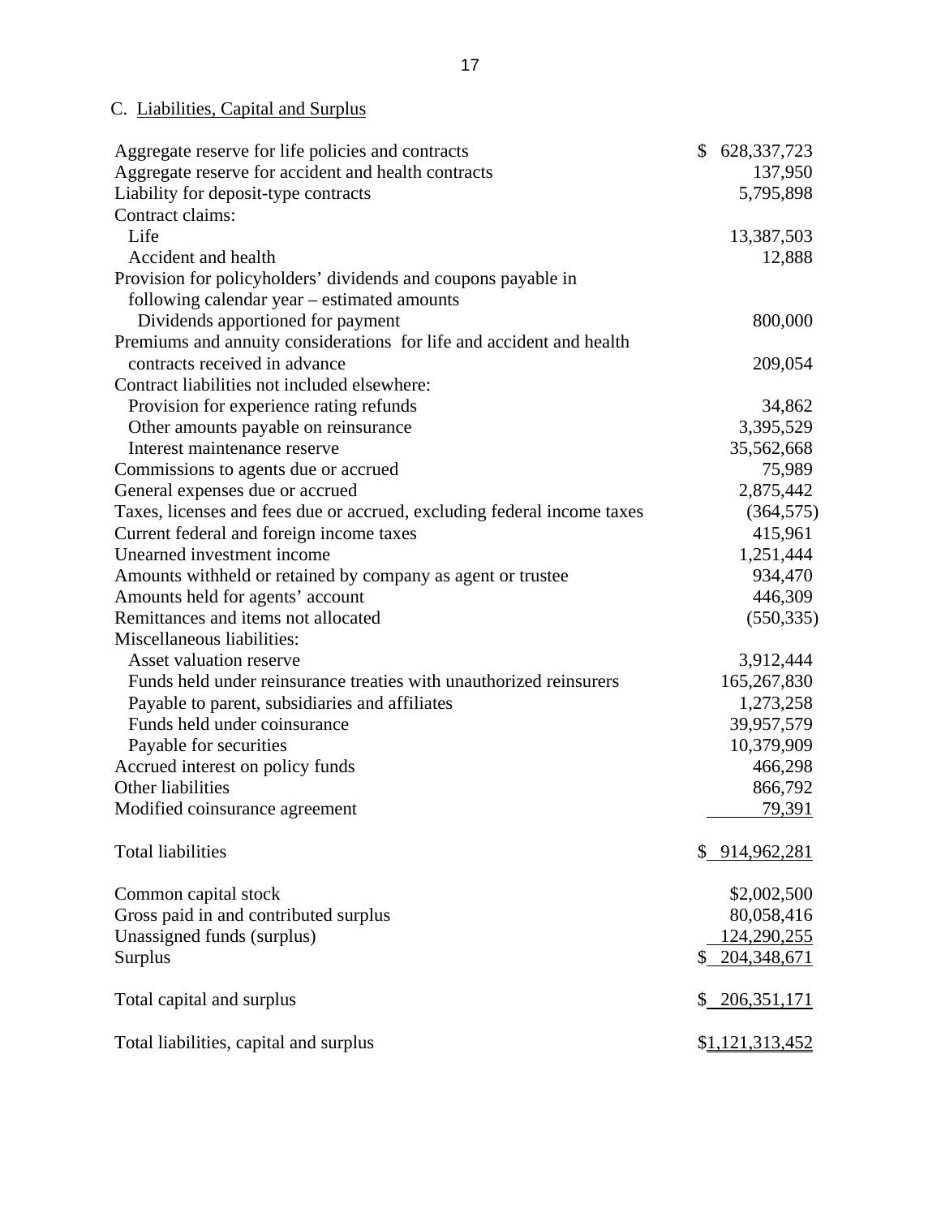C. Liabilities, Capital and Surplus

| | |
|---|---|
| Aggregate reserve for life policies and contracts | $ 628,337,723 |
| Aggregate reserve for accident and health contracts | 137,950 |
| Liability for deposit-type contracts | 5,795,898 |
| Contract claims: | |
| Life | 13,387,503 |
| Accident and health | 12,888 |
| Provision for policyholders' dividends and coupons payable in following calendar year – estimated amounts | |
| Dividends apportioned for payment | 800,000 |
| Premiums and annuity considerations for life and accident and health contracts received in advance | 209,054 |
| Contract liabilities not included elsewhere: | |
| Provision for experience rating refunds | 34,862 |
| Other amounts payable on reinsurance | 3,395,529 |
| Interest maintenance reserve | 35,562,668 |
| Commissions to agents due or accrued | 75,989 |
| General expenses due or accrued | 2,875,442 |
| Taxes, licenses and fees due or accrued, excluding federal income taxes | (364,575) |
| Current federal and foreign income taxes | 415,961 |
| Unearned investment income | 1,251,444 |
| Amounts withheld or retained by company as agent or trustee | 934,470 |
| Amounts held for agents' account | 446,309 |
| Remittances and items not allocated | (550,335) |
| Miscellaneous liabilities: | |
| Asset valuation reserve | 3,912,444 |
| Funds held under reinsurance treaties with unauthorized reinsurers | 165,267,830 |
| Payable to parent, subsidiaries and affiliates | 1,273,258 |
| Funds held under coinsurance | 39,957,579 |
| Payable for securities | 10,379,909 |
| Accrued interest on policy funds | 466,298 |
| Other liabilities | 866,792 |
| Modified coinsurance agreement | 79,391 |
| Total liabilities | $ 914,962,281 |
| Common capital stock | $2,002,500 |
| Gross paid in and contributed surplus | 80,058,416 |
| Unassigned funds (surplus) | 124,290,255 |
| Surplus | $ 204,348,671 |
| Total capital and surplus | $ 206,351,171 |
| Total liabilities, capital and surplus | $1,121,313,452 |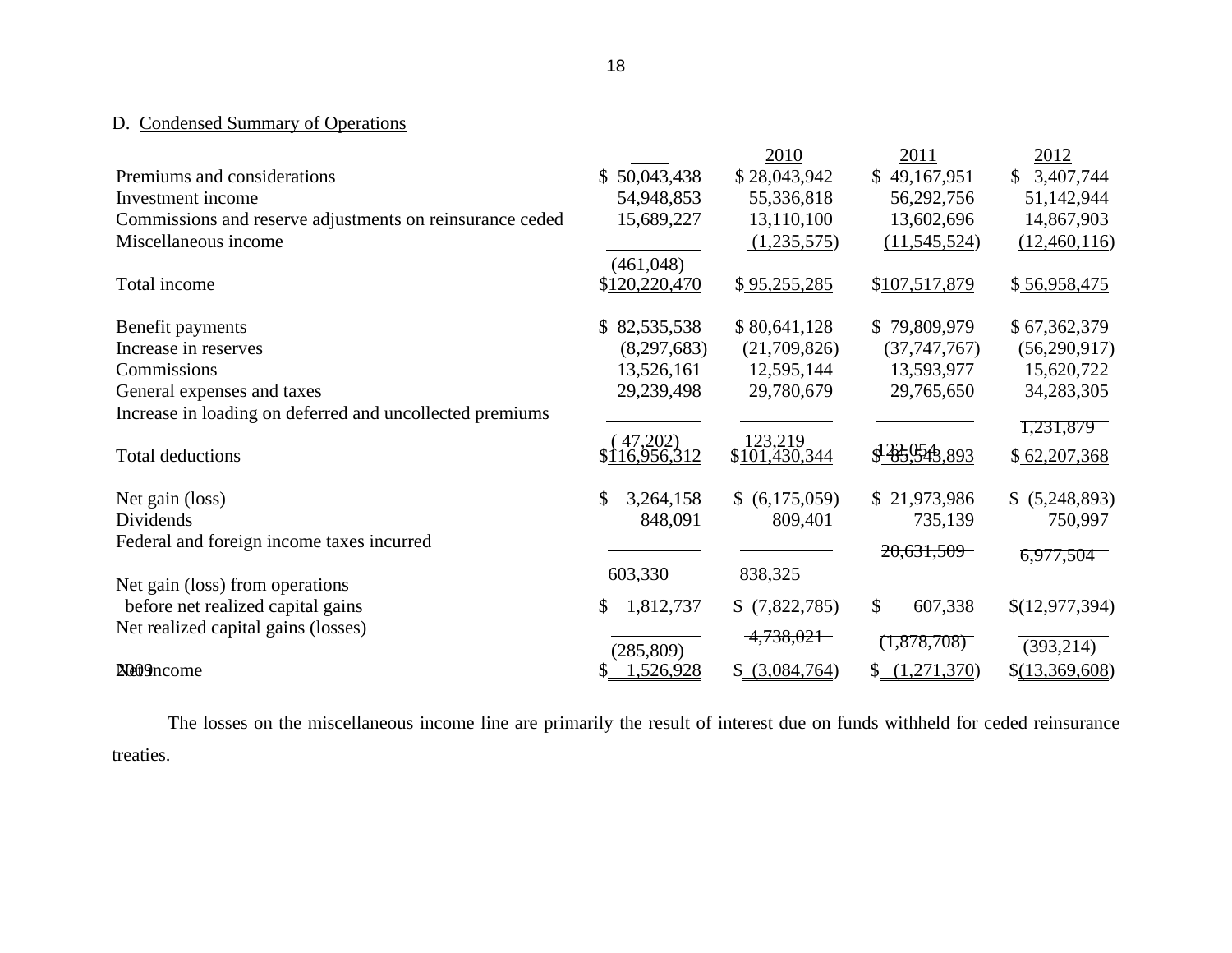D. Condensed Summary of Operations

| | 2009 | 2010 | 2011 | 2012 |
|---|---|---|---|---|
| Premiums and considerations | $ 50,043,438 | $ 28,043,942 | $ 49,167,951 | $ 3,407,744 |
| Investment income | 54,948,853 | 55,336,818 | 56,292,756 | 51,142,944 |
| Commissions and reserve adjustments on reinsurance ceded | 15,689,227 | 13,110,100 | 13,602,696 | 14,867,903 |
| Miscellaneous income | (461,048) | (1,235,575) | (11,545,524) | (12,460,116) |
| Total income | $120,220,470 | $ 95,255,285 | $107,517,879 | $ 56,958,475 |
| | | | | |
| Benefit payments | $ 82,535,538 | $ 80,641,128 | $ 79,809,979 | $ 67,362,379 |
| Increase in reserves | (8,297,683) | (21,709,826) | (37,747,767) | (56,290,917) |
| Commissions | 13,526,161 | 12,595,144 | 13,593,977 | 15,620,722 |
| General expenses and taxes | 29,239,498 | 29,780,679 | 29,765,650 | 34,283,305 |
| Increase in loading on deferred and uncollected premiums | (47,202) | 123,219 | 122,054 | 1,231,879 |
| Total deductions | $116,956,312 | $101,430,344 | $ 85,543,893 | $ 62,207,368 |
| | | | | |
| Net gain (loss) | $ 3,264,158 | $ (6,175,059) | $ 21,973,986 | $ (5,248,893) |
| Dividends | 848,091 | 809,401 | 735,139 | 750,997 |
| Federal and foreign income taxes incurred | 603,330 | 838,325 | 20,631,509 | 6,977,504 |
| Net gain (loss) from operations before net realized capital gains | $ 1,812,737 | $ (7,822,785) | $ 607,338 | $(12,977,394) |
| Net realized capital gains (losses) | (285,809) | 4,738,021 | (1,878,708) | (393,214) |
| Net income | $ 1,526,928 | $ (3,084,764) | $ (1,271,370) | $(13,369,608) |

The losses on the miscellaneous income line are primarily the result of interest due on funds withheld for ceded reinsurance treaties.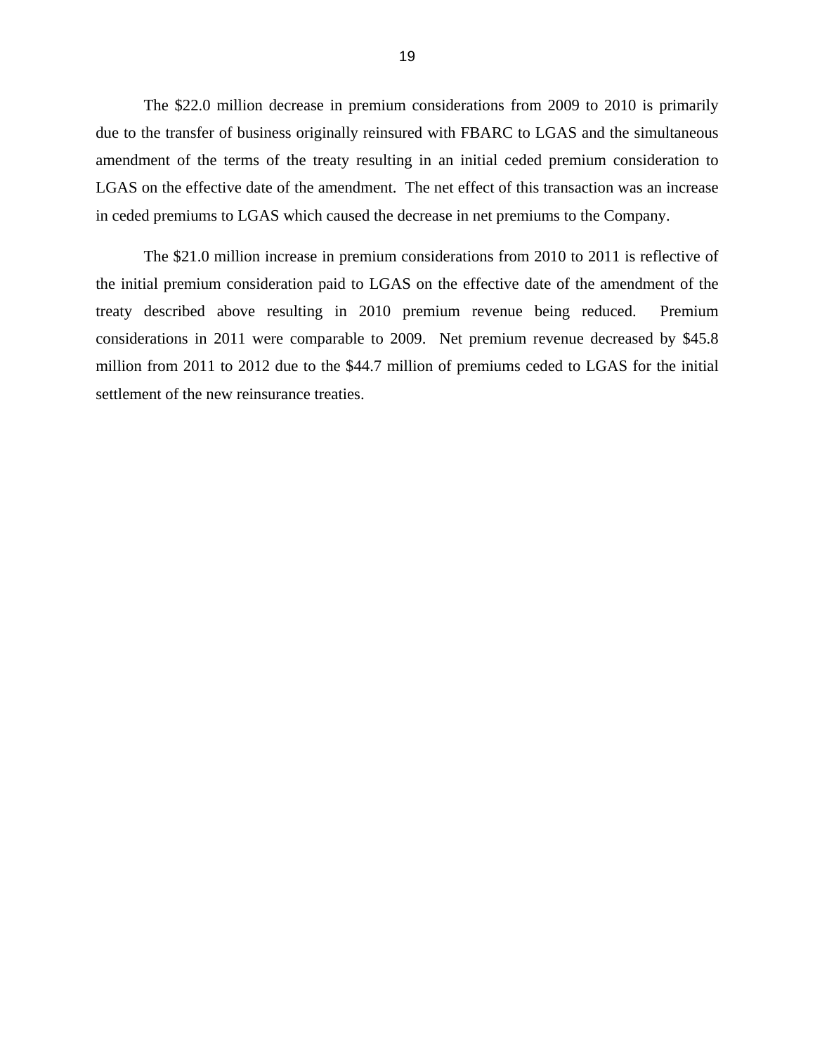The $22.0 million decrease in premium considerations from 2009 to 2010 is primarily due to the transfer of business originally reinsured with FBARC to LGAS and the simultaneous amendment of the terms of the treaty resulting in an initial ceded premium consideration to LGAS on the effective date of the amendment. The net effect of this transaction was an increase in ceded premiums to LGAS which caused the decrease in net premiums to the Company.

The $21.0 million increase in premium considerations from 2010 to 2011 is reflective of the initial premium consideration paid to LGAS on the effective date of the amendment of the treaty described above resulting in 2010 premium revenue being reduced. Premium considerations in 2011 were comparable to 2009. Net premium revenue decreased by $45.8 million from 2011 to 2012 due to the $44.7 million of premiums ceded to LGAS for the initial settlement of the new reinsurance treaties.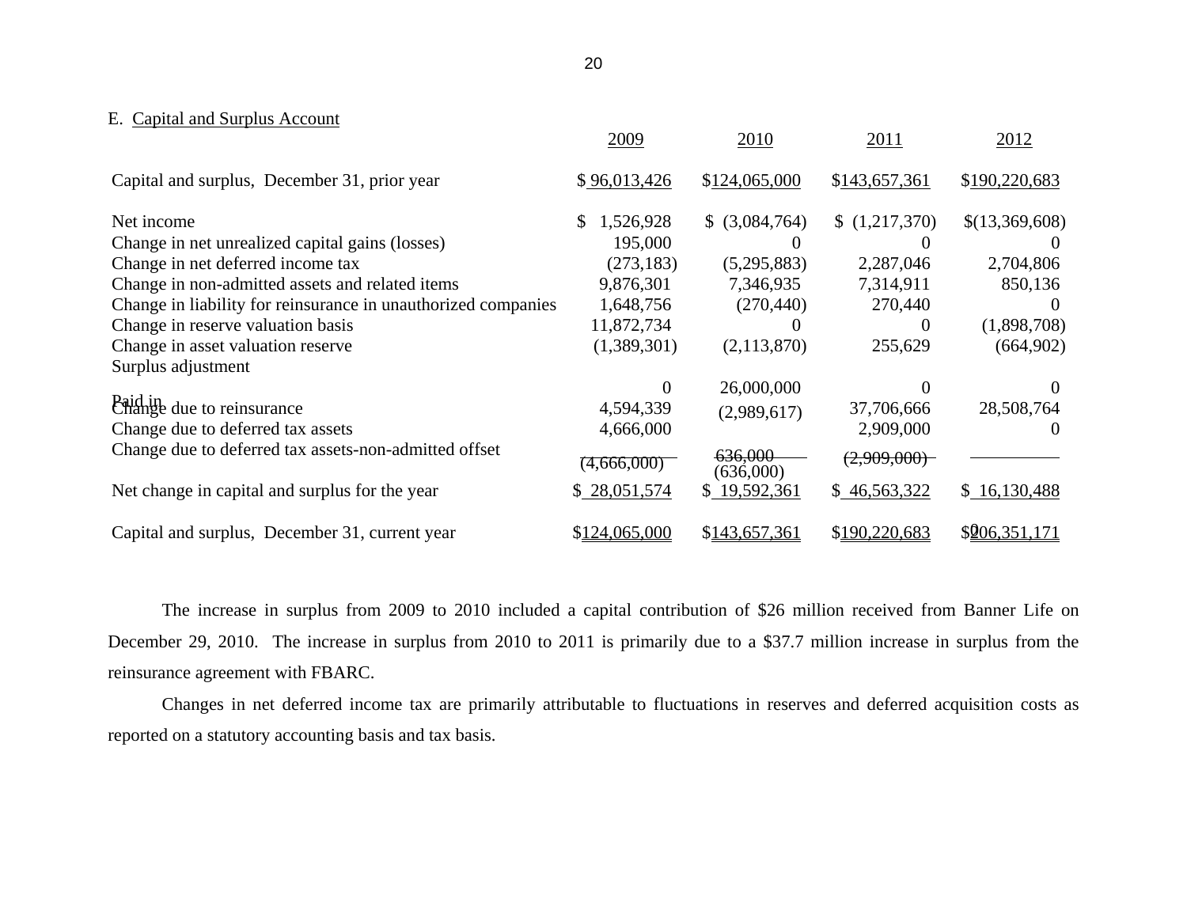E. Capital and Surplus Account

| | 2009 | 2010 | 2011 | 2012 |
|---|---|---|---|---|
| Capital and surplus, December 31, prior year | $ 96,013,426 | $124,065,000 | $143,657,361 | $190,220,683 |
| Net income | $ 1,526,928 | $ (3,084,764) | $ (1,217,370) | $(13,369,608) |
| Change in net unrealized capital gains (losses) | 195,000 | 0 | 0 | 0 |
| Change in net deferred income tax | (273,183) | (5,295,883) | 2,287,046 | 2,704,806 |
| Change in non-admitted assets and related items | 9,876,301 | 7,346,935 | 7,314,911 | 850,136 |
| Change in liability for reinsurance in unauthorized companies | 1,648,756 | (270,440) | 270,440 | 0 |
| Change in reserve valuation basis | 11,872,734 | 0 | 0 | (1,898,708) |
| Change in asset valuation reserve | (1,389,301) | (2,113,870) | 255,629 | (664,902) |
| Surplus adjustment | | | | |
| Paid in | 0 | 26,000,000 | 0 | 0 |
| Change due to reinsurance | 4,594,339 | (2,989,617) | 37,706,666 | 28,508,764 |
| Change due to deferred tax assets | 4,666,000 | 636,000 | 2,909,000 | 0 |
| Change due to deferred tax assets-non-admitted offset | (4,666,000) | (636,000) | (2,909,000) | 0 |
| Net change in capital and surplus for the year | $ 28,051,574 | $ 19,592,361 | $ 46,563,322 | $ 16,130,488 |
| Capital and surplus, December 31, current year | $124,065,000 | $143,657,361 | $190,220,683 | $206,351,171 |

The increase in surplus from 2009 to 2010 included a capital contribution of $26 million received from Banner Life on December 29, 2010. The increase in surplus from 2010 to 2011 is primarily due to a $37.7 million increase in surplus from the reinsurance agreement with FBARC.

Changes in net deferred income tax are primarily attributable to fluctuations in reserves and deferred acquisition costs as reported on a statutory accounting basis and tax basis.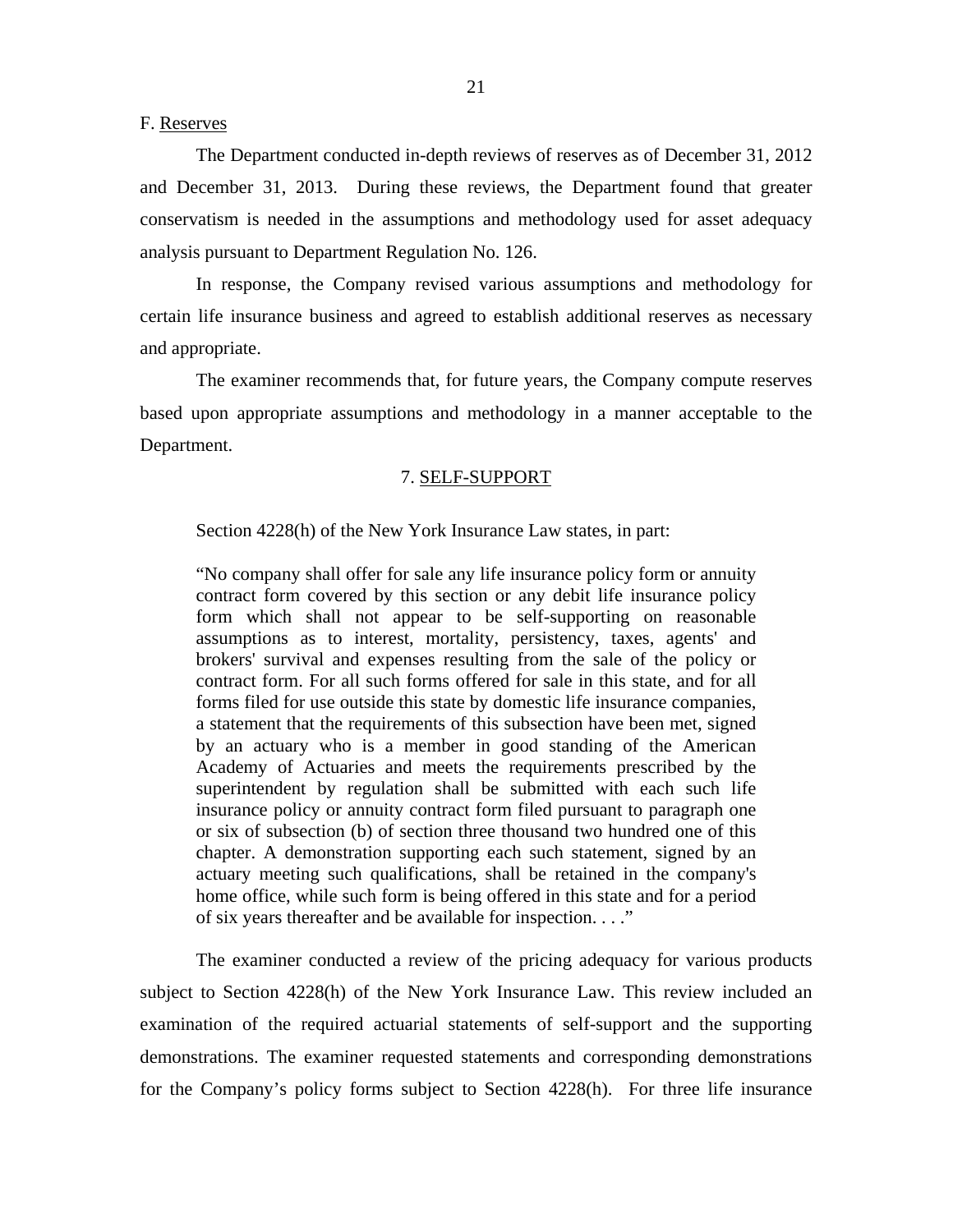F. Reserves

The Department conducted in-depth reviews of reserves as of December 31, 2012 and December 31, 2013. During these reviews, the Department found that greater conservatism is needed in the assumptions and methodology used for asset adequacy analysis pursuant to Department Regulation No. 126.

In response, the Company revised various assumptions and methodology for certain life insurance business and agreed to establish additional reserves as necessary and appropriate.

The examiner recommends that, for future years, the Company compute reserves based upon appropriate assumptions and methodology in a manner acceptable to the Department.

## 7. SELF-SUPPORT

Section 4228(h) of the New York Insurance Law states, in part:

> "No company shall offer for sale any life insurance policy form or annuity contract form covered by this section or any debit life insurance policy form which shall not appear to be self-supporting on reasonable assumptions as to interest, mortality, persistency, taxes, agents' and brokers' survival and expenses resulting from the sale of the policy or contract form. For all such forms offered for sale in this state, and for all forms filed for use outside this state by domestic life insurance companies, a statement that the requirements of this subsection have been met, signed by an actuary who is a member in good standing of the American Academy of Actuaries and meets the requirements prescribed by the superintendent by regulation shall be submitted with each such life insurance policy or annuity contract form filed pursuant to paragraph one or six of subsection (b) of section three thousand two hundred one of this chapter. A demonstration supporting each such statement, signed by an actuary meeting such qualifications, shall be retained in the company's home office, while such form is being offered in this state and for a period of six years thereafter and be available for inspection. . . ."

The examiner conducted a review of the pricing adequacy for various products subject to Section 4228(h) of the New York Insurance Law. This review included an examination of the required actuarial statements of self-support and the supporting demonstrations. The examiner requested statements and corresponding demonstrations for the Company's policy forms subject to Section 4228(h). For three life insurance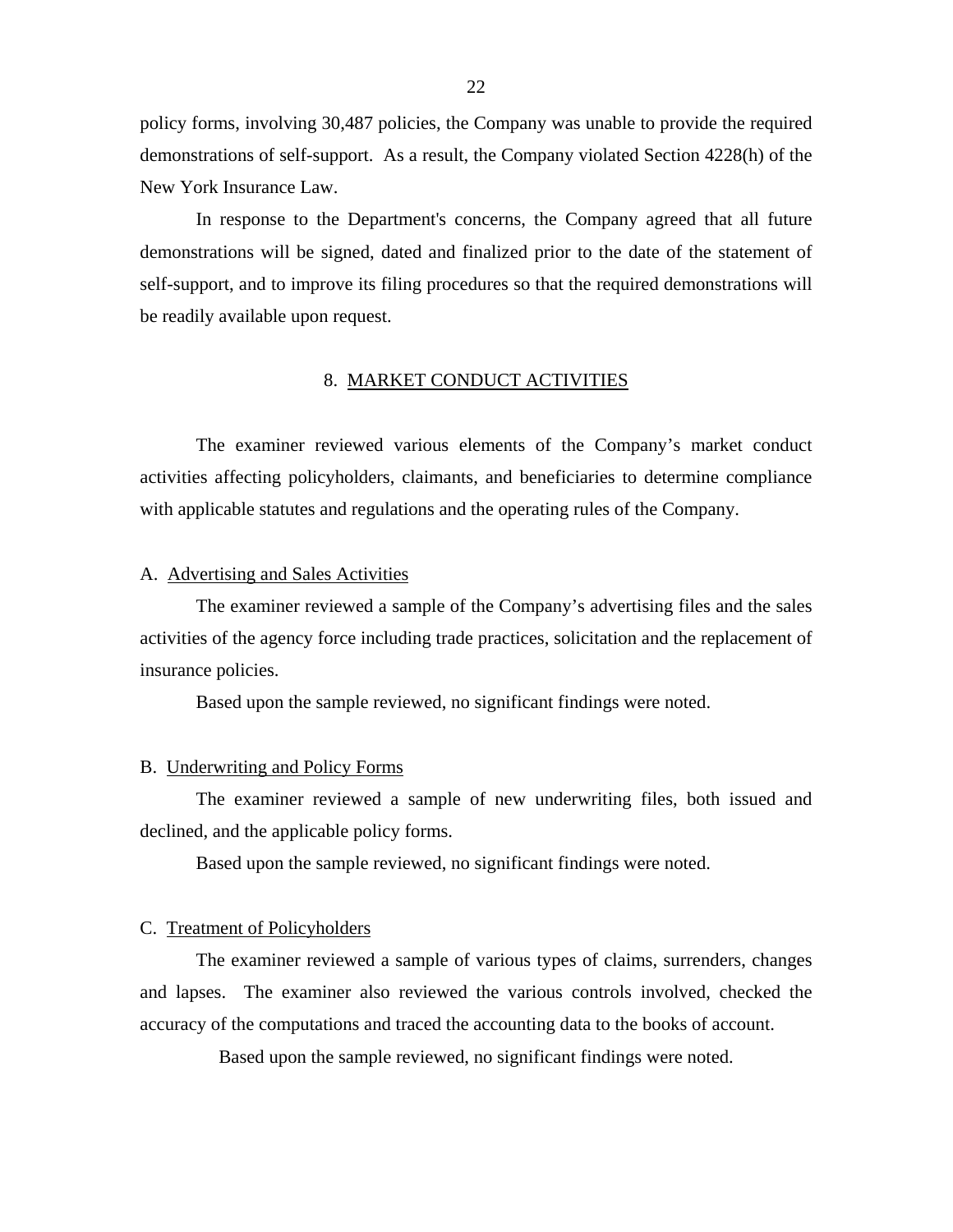policy forms, involving 30,487 policies, the Company was unable to provide the required demonstrations of self-support. As a result, the Company violated Section 4228(h) of the New York Insurance Law.

In response to the Department's concerns, the Company agreed that all future demonstrations will be signed, dated and finalized prior to the date of the statement of self-support, and to improve its filing procedures so that the required demonstrations will be readily available upon request.

## 8. MARKET CONDUCT ACTIVITIES

The examiner reviewed various elements of the Company's market conduct activities affecting policyholders, claimants, and beneficiaries to determine compliance with applicable statutes and regulations and the operating rules of the Company.

### A. Advertising and Sales Activities

The examiner reviewed a sample of the Company's advertising files and the sales activities of the agency force including trade practices, solicitation and the replacement of insurance policies.

Based upon the sample reviewed, no significant findings were noted.

### B. Underwriting and Policy Forms

The examiner reviewed a sample of new underwriting files, both issued and declined, and the applicable policy forms.

Based upon the sample reviewed, no significant findings were noted.

### C. Treatment of Policyholders

The examiner reviewed a sample of various types of claims, surrenders, changes and lapses. The examiner also reviewed the various controls involved, checked the accuracy of the computations and traced the accounting data to the books of account.

Based upon the sample reviewed, no significant findings were noted.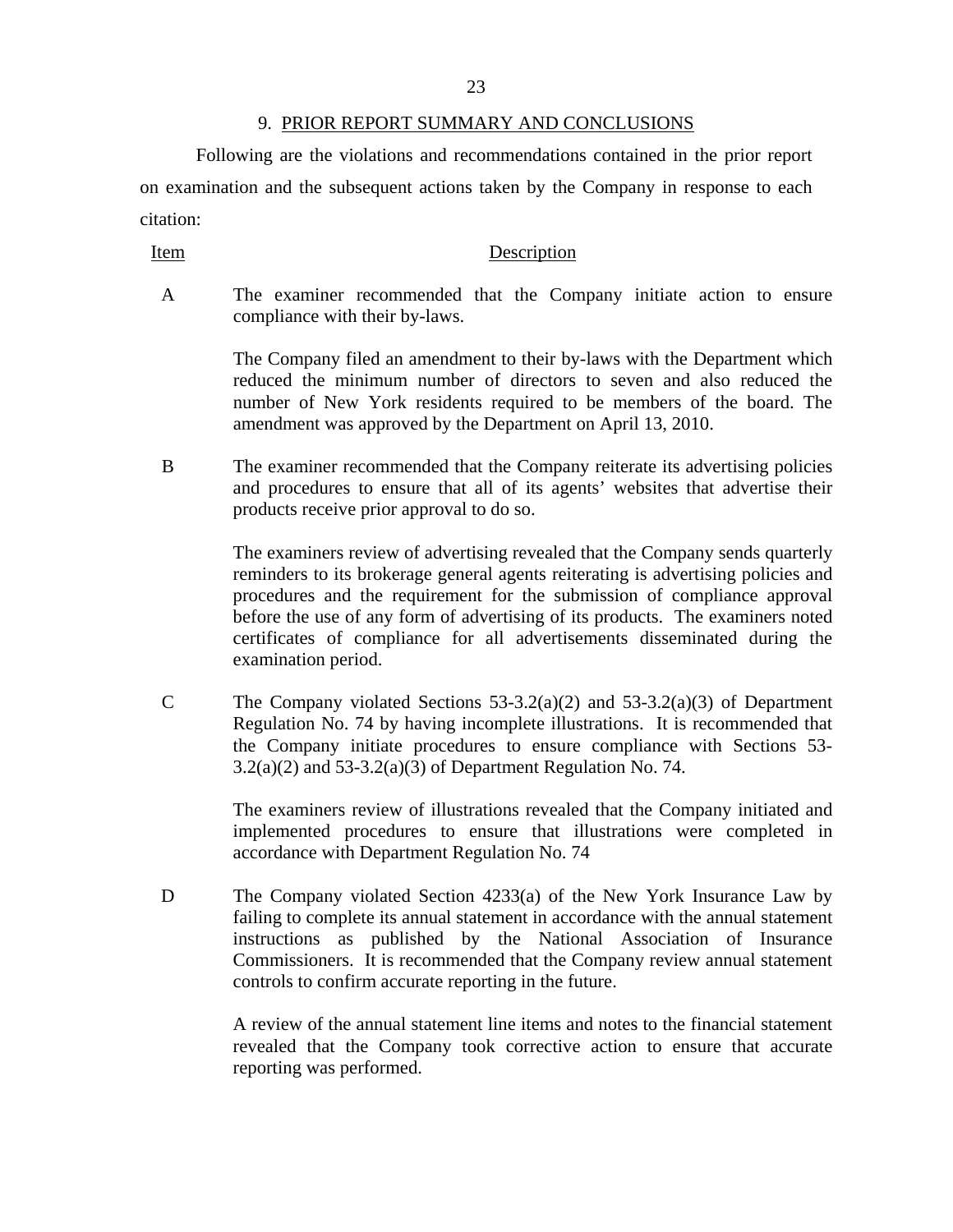## 9. PRIOR REPORT SUMMARY AND CONCLUSIONS

Following are the violations and recommendations contained in the prior report on examination and the subsequent actions taken by the Company in response to each citation:

| Item | Description |
|---|---|
| A | The examiner recommended that the Company initiate action to ensure compliance with their by-laws.<br><br>The Company filed an amendment to their by-laws with the Department which reduced the minimum number of directors to seven and also reduced the number of New York residents required to be members of the board. The amendment was approved by the Department on April 13, 2010. |
| B | The examiner recommended that the Company reiterate its advertising policies and procedures to ensure that all of its agents' websites that advertise their products receive prior approval to do so.<br><br>The examiners review of advertising revealed that the Company sends quarterly reminders to its brokerage general agents reiterating is advertising policies and procedures and the requirement for the submission of compliance approval before the use of any form of advertising of its products. The examiners noted certificates of compliance for all advertisements disseminated during the examination period. |
| C | The Company violated Sections 53-3.2(a)(2) and 53-3.2(a)(3) of Department Regulation No. 74 by having incomplete illustrations. It is recommended that the Company initiate procedures to ensure compliance with Sections 53-3.2(a)(2) and 53-3.2(a)(3) of Department Regulation No. 74.<br><br>The examiners review of illustrations revealed that the Company initiated and implemented procedures to ensure that illustrations were completed in accordance with Department Regulation No. 74 |
| D | The Company violated Section 4233(a) of the New York Insurance Law by failing to complete its annual statement in accordance with the annual statement instructions as published by the National Association of Insurance Commissioners. It is recommended that the Company review annual statement controls to confirm accurate reporting in the future.<br><br>A review of the annual statement line items and notes to the financial statement revealed that the Company took corrective action to ensure that accurate reporting was performed. |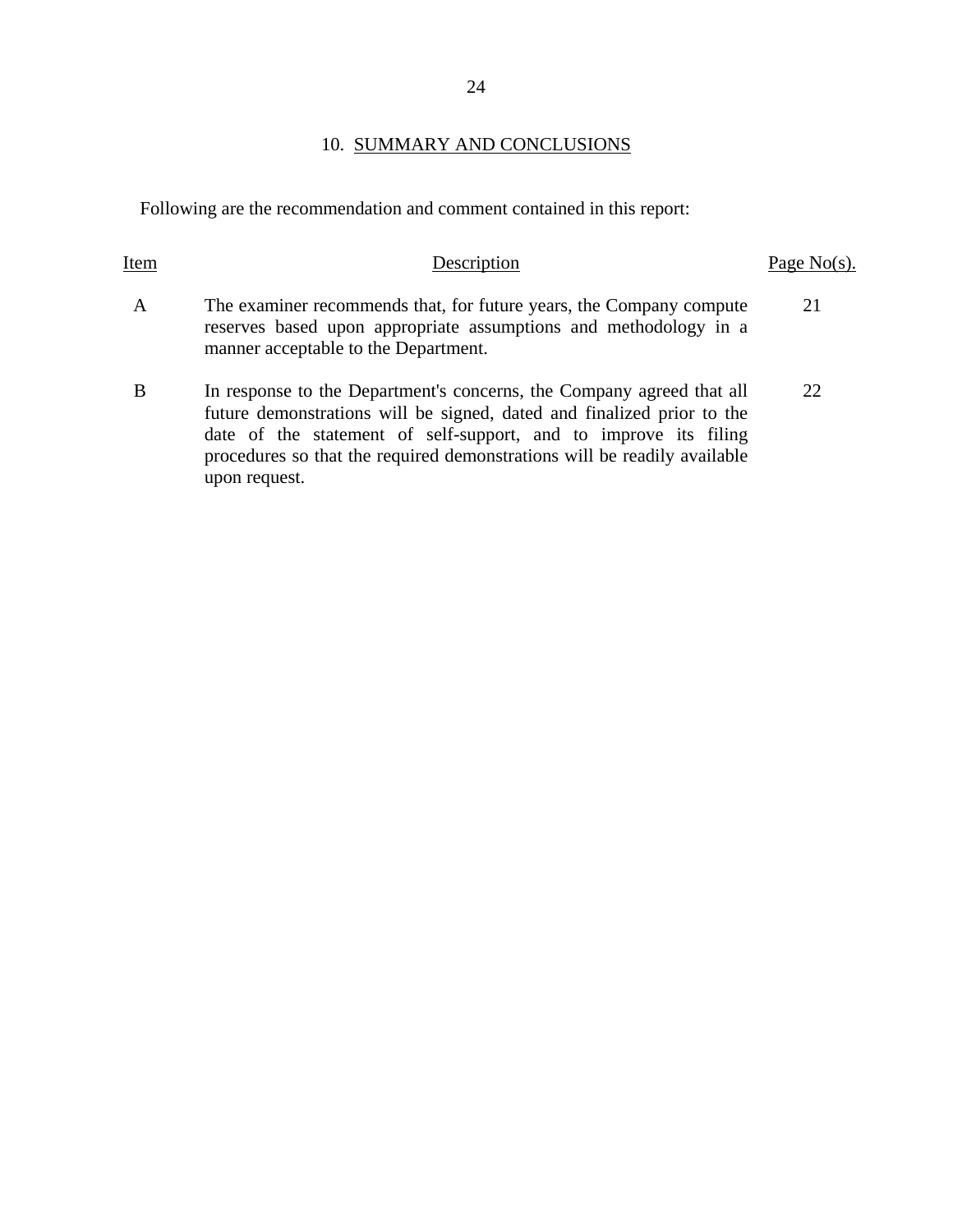## 10. SUMMARY AND CONCLUSIONS

Following are the recommendation and comment contained in this report:

| Item | Description | Page No(s). |
|---|---|---|
| A | The examiner recommends that, for future years, the Company compute reserves based upon appropriate assumptions and methodology in a manner acceptable to the Department. | 21 |
| B | In response to the Department's concerns, the Company agreed that all future demonstrations will be signed, dated and finalized prior to the date of the statement of self-support, and to improve its filing procedures so that the required demonstrations will be readily available upon request. | 22 |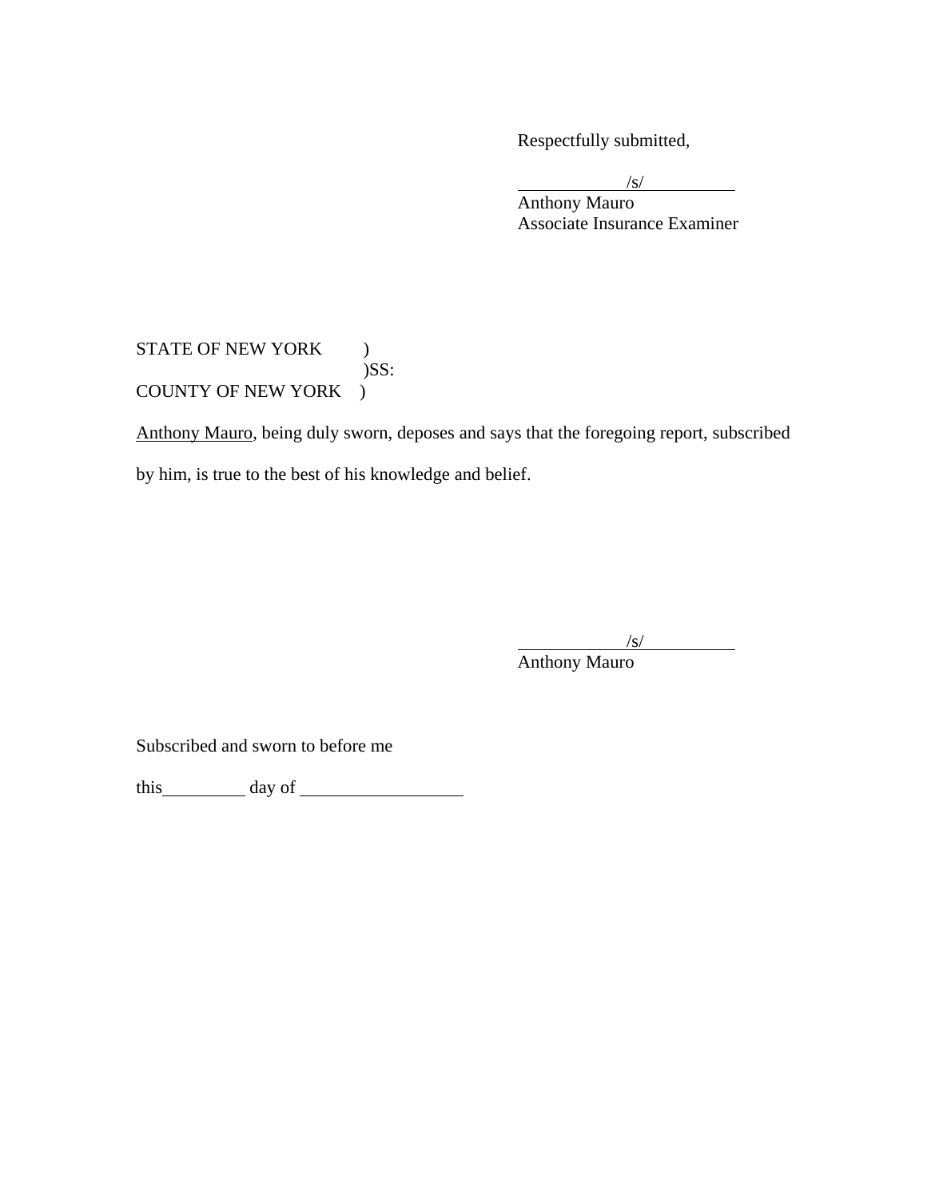Respectfully submitted,

/s/

Anthony Mauro
Associate Insurance Examiner

STATE OF NEW YORK )
)SS:
COUNTY OF NEW YORK )

Anthony Mauro, being duly sworn, deposes and says that the foregoing report, subscribed by him, is true to the best of his knowledge and belief.

/s/

Anthony Mauro

Subscribed and sworn to before me

this\_\_\_\_\_\_\_\_\_\_ day of \_\_\_\_\_\_\_\_\_\_\_\_\_\_\_\_\_\_\_\_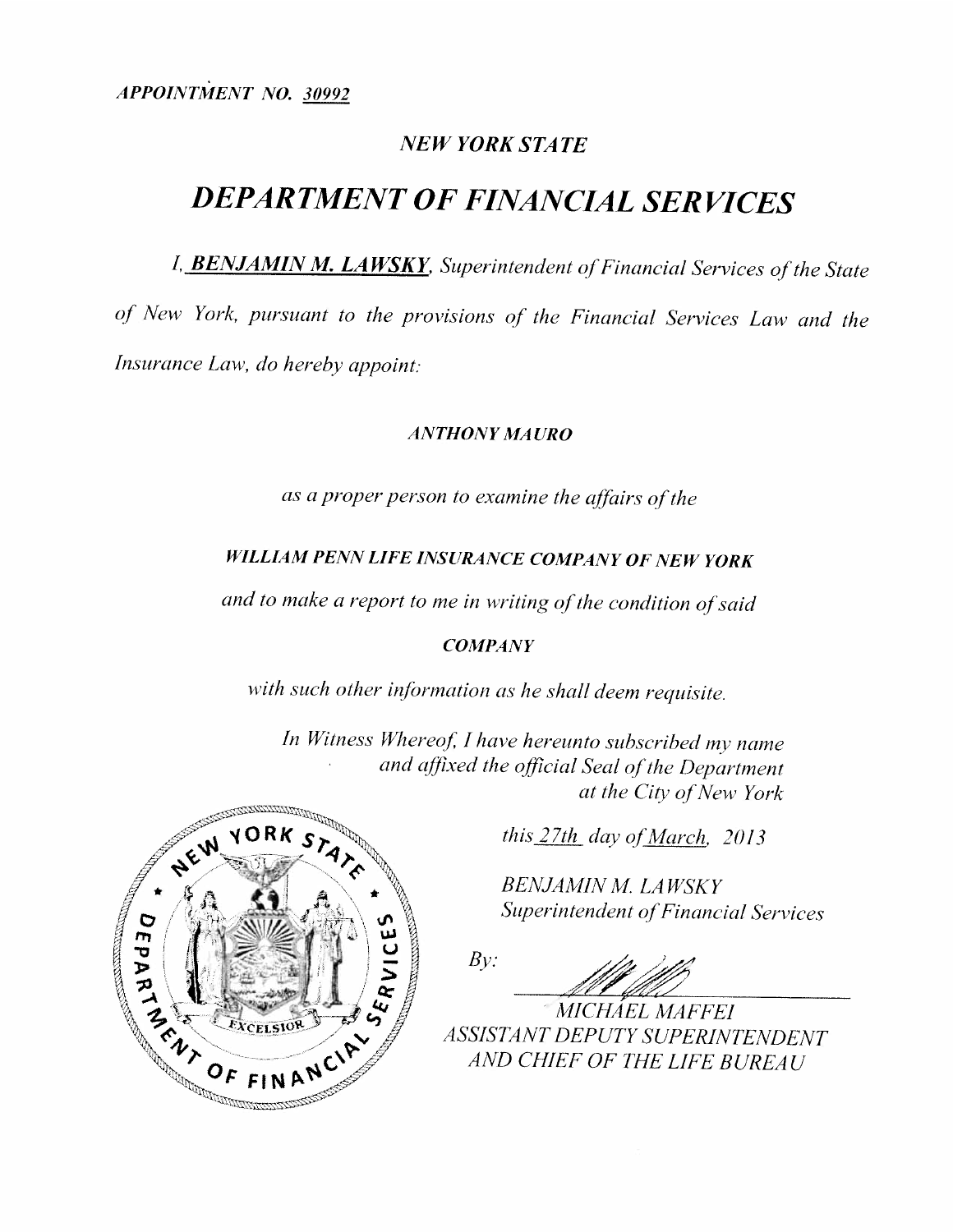*APPOINTMENT NO. 30992*

*NEW YORK STATE*

# *DEPARTMENT OF FINANCIAL SERVICES*

*I, **BENJAMIN M. LAWSKY**, Superintendent of Financial Services of the State of New York, pursuant to the provisions of the Financial Services Law and the Insurance Law, do hereby appoint:*

*ANTHONY MAURO*

*as a proper person to examine the affairs of the*

*WILLIAM PENN LIFE INSURANCE COMPANY OF NEW YORK*

*and to make a report to me in writing of the condition of said*

*COMPANY*

*with such other information as he shall deem requisite.*

*In Witness Whereof, I have hereunto subscribed my name and affixed the official Seal of the Department at the City of New York*

*this 27th day of March, 2013*

*BENJAMIN M. LAWSKY*
*Superintendent of Financial Services*

*By:*

*MICHAEL MAFFEI*
*ASSISTANT DEPUTY SUPERINTENDENT AND CHIEF OF THE LIFE BUREAU*

NEW YORK STATE DEPARTMENT OF FINANCIAL SERVICES
EXCELSIOR